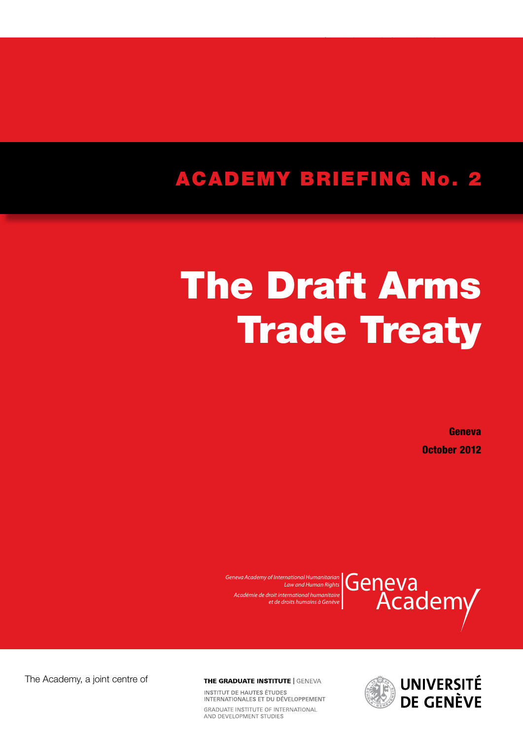## ACADEMY BRIEFING No. 2

# The Draft Arms Trade Treaty

**Geneva**

**October 2012**

*Geneva Academy of International Humanitarian Law and Human Rights*

*Académie de droit international humanitaire et de droits humains à Genève*

Geneva Academy

The Academy, a joint centre of

**THE GRADUATE INSTITUTE** | GENEVA

INSTITUT DE HAUTES ÉTUDES INTERNATIONALES ET DU DÉVELOPPEMENT

GRADUATE INSTITUTE OF INTERNATIONAL AND DEVELOPMENT STUDIES

**UNIVERSITÉ DE GENÈVE**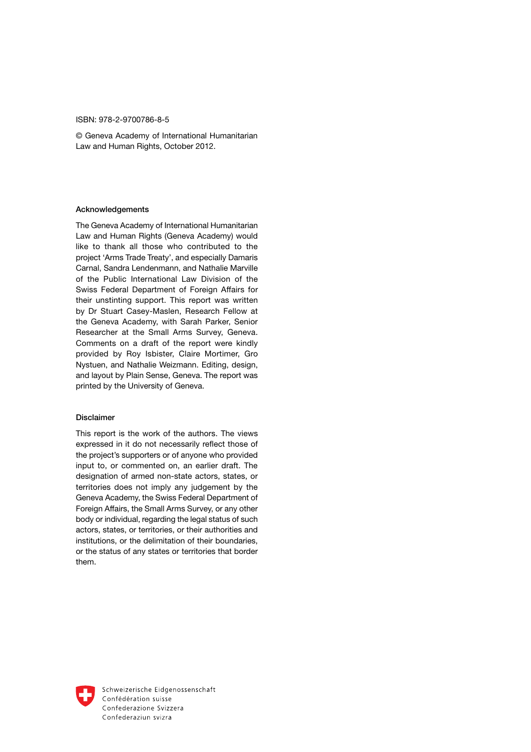ISBN: 978-2-9700786-8-5

© Geneva Academy of International Humanitarian Law and Human Rights, October 2012.

### Acknowledgements

The Geneva Academy of International Humanitarian Law and Human Rights (Geneva Academy) would like to thank all those who contributed to the project 'Arms Trade Treaty', and especially Damaris Carnal, Sandra Lendenmann, and Nathalie Marville of the Public International Law Division of the Swiss Federal Department of Foreign Affairs for their unstinting support. This report was written by Dr Stuart Casey-Maslen, Research Fellow at the Geneva Academy, with Sarah Parker, Senior Researcher at the Small Arms Survey, Geneva. Comments on a draft of the report were kindly provided by Roy Isbister, Claire Mortimer, Gro Nystuen, and Nathalie Weizmann. Editing, design, and layout by Plain Sense, Geneva. The report was printed by the University of Geneva.

### Disclaimer

This report is the work of the authors. The views expressed in it do not necessarily reflect those of the project's supporters or of anyone who provided input to, or commented on, an earlier draft. The designation of armed non-state actors, states, or territories does not imply any judgement by the Geneva Academy, the Swiss Federal Department of Foreign Affairs, the Small Arms Survey, or any other body or individual, regarding the legal status of such actors, states, or territories, or their authorities and institutions, or the delimitation of their boundaries, or the status of any states or territories that border them.

Schweizerische Eidgenossenschaft
Confédération suisse
Confederazione Svizzera
Confederaziun svizra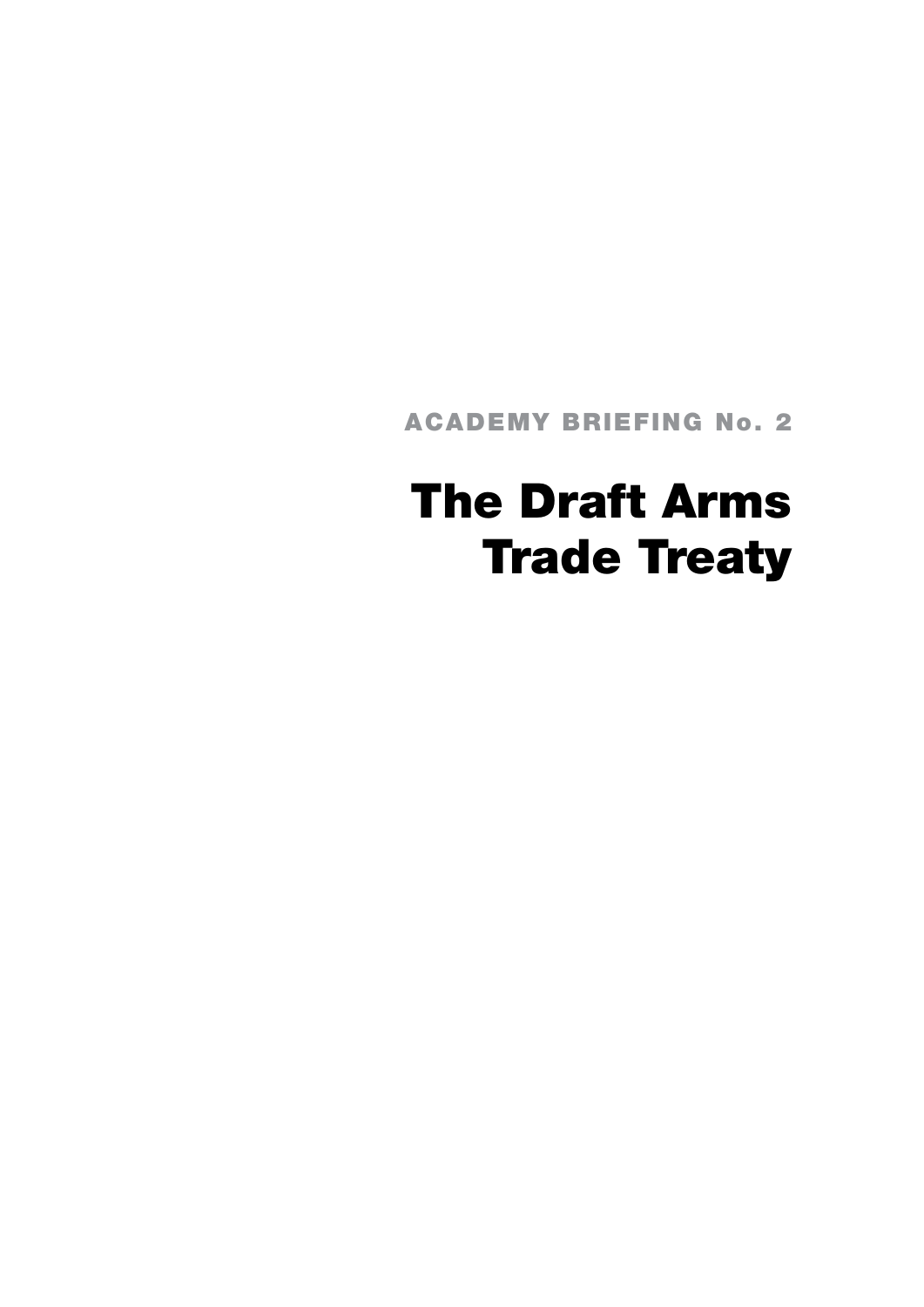ACADEMY BRIEFING No. 2

# The Draft Arms Trade Treaty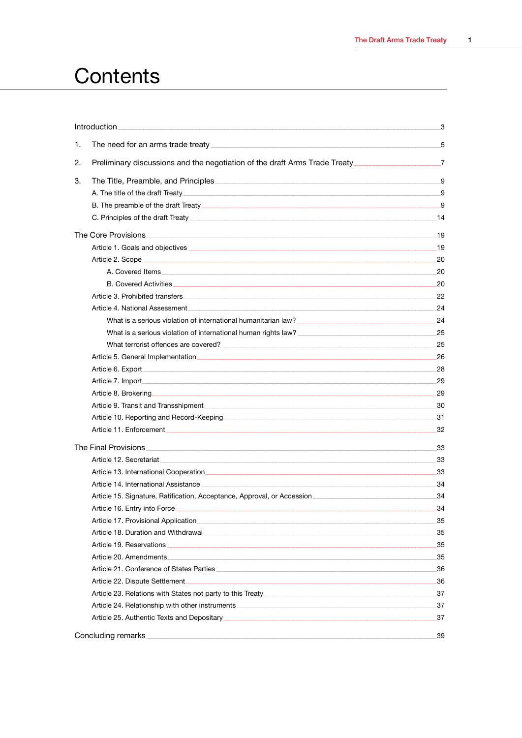# Contents

Introduction ... 3

1. The need for an arms trade treaty ... 5

2. Preliminary discussions and the negotiation of the draft Arms Trade Treaty ... 7

3. The Title, Preamble, and Principles ... 9
   - A. The title of the draft Treaty ... 9
   - B. The preamble of the draft Treaty ... 9
   - C. Principles of the draft Treaty ... 14

The Core Provisions ... 19

- Article 1. Goals and objectives ... 19
- Article 2. Scope ... 20
  - A. Covered Items ... 20
  - B. Covered Activities ... 20
- Article 3. Prohibited transfers ... 22
- Article 4. National Assessment ... 24
  - What is a serious violation of international humanitarian law? ... 24
  - What is a serious violation of international human rights law? ... 25
  - What terrorist offences are covered? ... 25
- Article 5. General Implementation ... 26
- Article 6. Export ... 28
- Article 7. Import ... 29
- Article 8. Brokering ... 29
- Article 9. Transit and Transshipment ... 30
- Article 10. Reporting and Record-Keeping ... 31
- Article 11. Enforcement ... 32

The Final Provisions ... 33

- Article 12. Secretariat ... 33
- Article 13. International Cooperation ... 33
- Article 14. International Assistance ... 34
- Article 15. Signature, Ratification, Acceptance, Approval, or Accession ... 34
- Article 16. Entry into Force ... 34
- Article 17. Provisional Application ... 35
- Article 18. Duration and Withdrawal ... 35
- Article 19. Reservations ... 35
- Article 20. Amendments ... 35
- Article 21. Conference of States Parties ... 36
- Article 22. Dispute Settlement ... 36
- Article 23. Relations with States not party to this Treaty ... 37
- Article 24. Relationship with other instruments ... 37
- Article 25. Authentic Texts and Depositary ... 37

Concluding remarks ... 39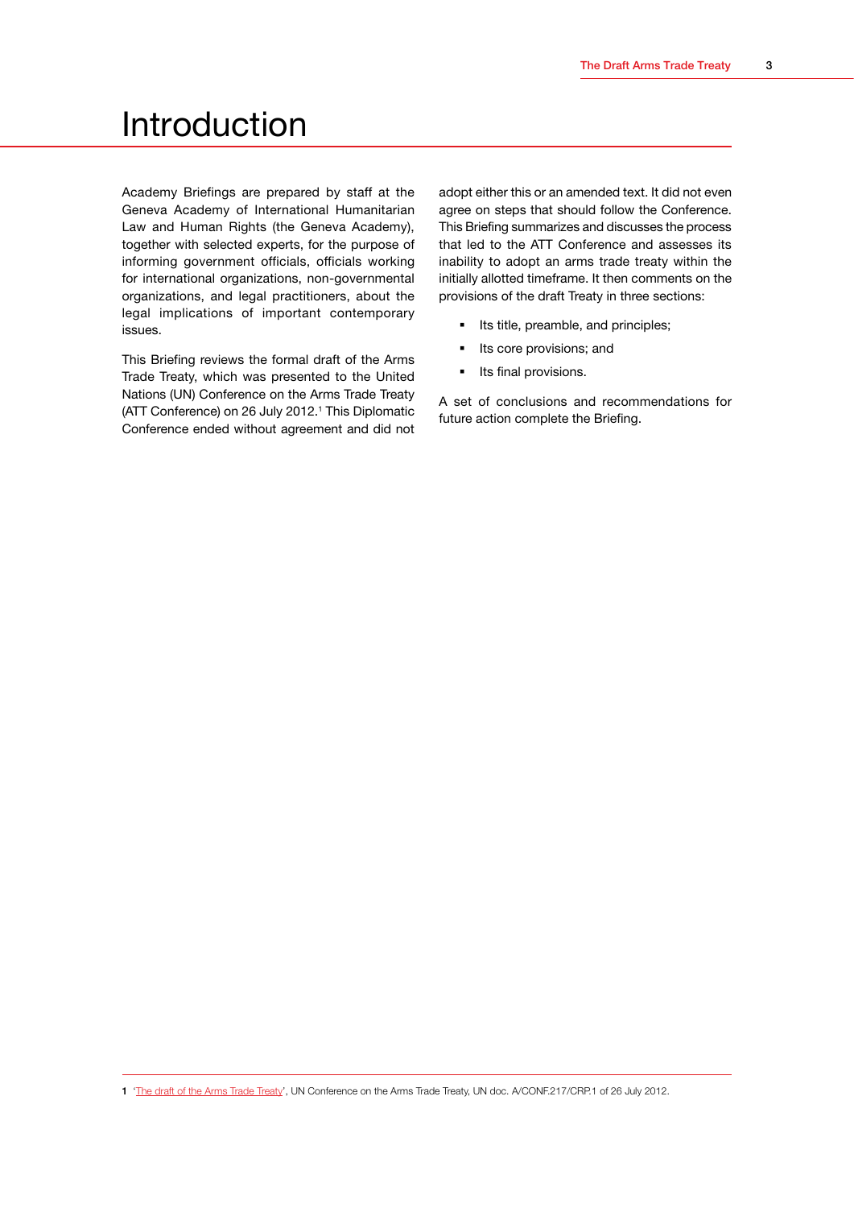# Introduction

Academy Briefings are prepared by staff at the Geneva Academy of International Humanitarian Law and Human Rights (the Geneva Academy), together with selected experts, for the purpose of informing government officials, officials working for international organizations, non-governmental organizations, and legal practitioners, about the legal implications of important contemporary issues.

This Briefing reviews the formal draft of the Arms Trade Treaty, which was presented to the United Nations (UN) Conference on the Arms Trade Treaty (ATT Conference) on 26 July 2012.[1] This Diplomatic Conference ended without agreement and did not adopt either this or an amended text. It did not even agree on steps that should follow the Conference. This Briefing summarizes and discusses the process that led to the ATT Conference and assesses its inability to adopt an arms trade treaty within the initially allotted timeframe. It then comments on the provisions of the draft Treaty in three sections:

- Its title, preamble, and principles;
- Its core provisions; and
- Its final provisions.

A set of conclusions and recommendations for future action complete the Briefing.

---

1 'The draft of the Arms Trade Treaty', UN Conference on the Arms Trade Treaty, UN doc. A/CONF.217/CRP.1 of 26 July 2012.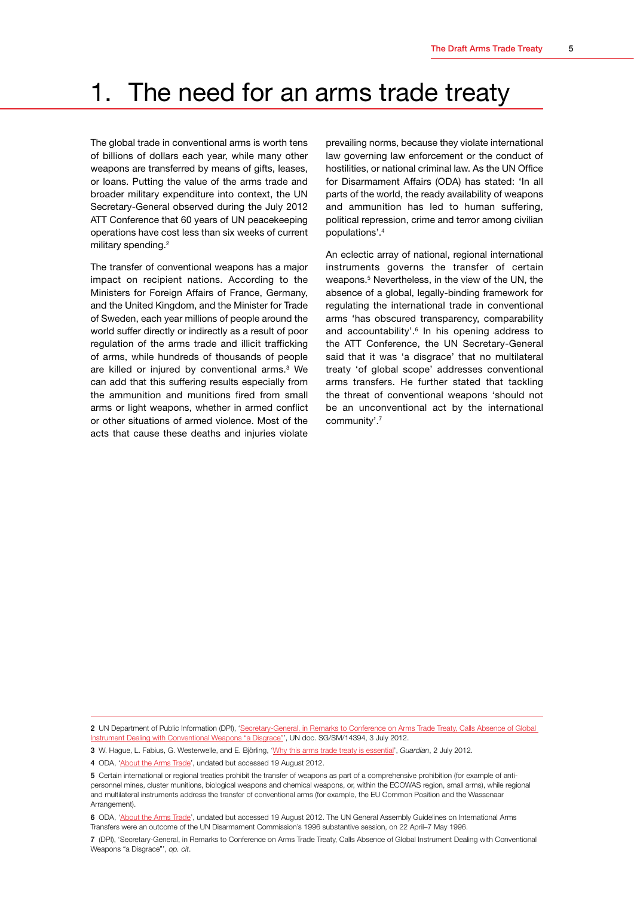# 1. The need for an arms trade treaty

The global trade in conventional arms is worth tens of billions of dollars each year, while many other weapons are transferred by means of gifts, leases, or loans. Putting the value of the arms trade and broader military expenditure into context, the UN Secretary-General observed during the July 2012 ATT Conference that 60 years of UN peacekeeping operations have cost less than six weeks of current military spending.[2]

The transfer of conventional weapons has a major impact on recipient nations. According to the Ministers for Foreign Affairs of France, Germany, and the United Kingdom, and the Minister for Trade of Sweden, each year millions of people around the world suffer directly or indirectly as a result of poor regulation of the arms trade and illicit trafficking of arms, while hundreds of thousands of people are killed or injured by conventional arms.[3] We can add that this suffering results especially from the ammunition and munitions fired from small arms or light weapons, whether in armed conflict or other situations of armed violence. Most of the acts that cause these deaths and injuries violate prevailing norms, because they violate international law governing law enforcement or the conduct of hostilities, or national criminal law. As the UN Office for Disarmament Affairs (ODA) has stated: 'In all parts of the world, the ready availability of weapons and ammunition has led to human suffering, political repression, crime and terror among civilian populations'.[4]

An eclectic array of national, regional international instruments governs the transfer of certain weapons.[5] Nevertheless, in the view of the UN, the absence of a global, legally-binding framework for regulating the international trade in conventional arms 'has obscured transparency, comparability and accountability'.[6] In his opening address to the ATT Conference, the UN Secretary-General said that it was 'a disgrace' that no multilateral treaty 'of global scope' addresses conventional arms transfers. He further stated that tackling the threat of conventional weapons 'should not be an unconventional act by the international community'.[7]

---

2 UN Department of Public Information (DPI), 'Secretary-General, in Remarks to Conference on Arms Trade Treaty, Calls Absence of Global Instrument Dealing with Conventional Weapons "a Disgrace"', UN doc. SG/SM/14394, 3 July 2012.

3 W. Hague, L. Fabius, G. Westerwelle, and E. Björling, 'Why this arms trade treaty is essential', *Guardian*, 2 July 2012.

4 ODA, 'About the Arms Trade', undated but accessed 19 August 2012.

5 Certain international or regional treaties prohibit the transfer of weapons as part of a comprehensive prohibition (for example of anti-personnel mines, cluster munitions, biological weapons and chemical weapons, or, within the ECOWAS region, small arms), while regional and multilateral instruments address the transfer of conventional arms (for example, the EU Common Position and the Wassenaar Arrangement).

6 ODA, 'About the Arms Trade', undated but accessed 19 August 2012. The UN General Assembly Guidelines on International Arms Transfers were an outcome of the UN Disarmament Commission's 1996 substantive session, on 22 April–7 May 1996.

7 (DPI), 'Secretary-General, in Remarks to Conference on Arms Trade Treaty, Calls Absence of Global Instrument Dealing with Conventional Weapons "a Disgrace"', *op. cit*.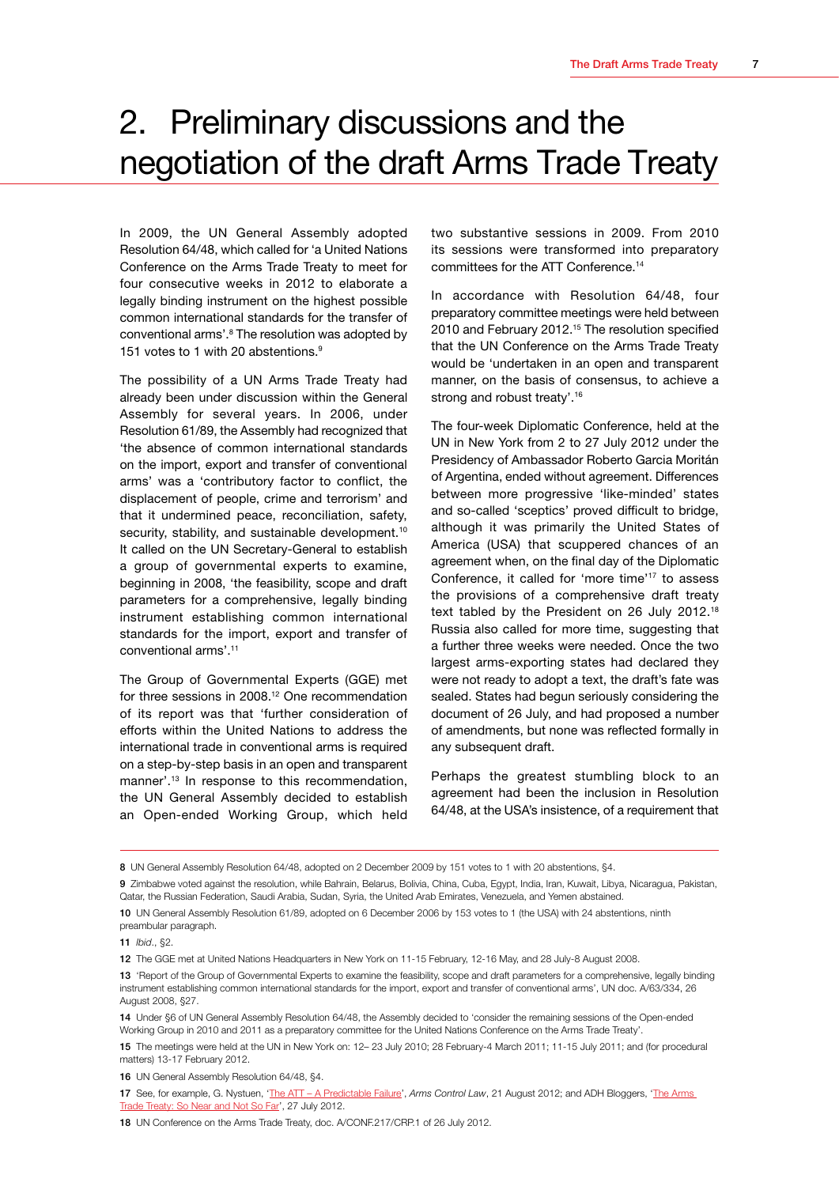# 2. Preliminary discussions and the negotiation of the draft Arms Trade Treaty

In 2009, the UN General Assembly adopted Resolution 64/48, which called for 'a United Nations Conference on the Arms Trade Treaty to meet for four consecutive weeks in 2012 to elaborate a legally binding instrument on the highest possible common international standards for the transfer of conventional arms'.[8] The resolution was adopted by 151 votes to 1 with 20 abstentions.[9]

The possibility of a UN Arms Trade Treaty had already been under discussion within the General Assembly for several years. In 2006, under Resolution 61/89, the Assembly had recognized that 'the absence of common international standards on the import, export and transfer of conventional arms' was a 'contributory factor to conflict, the displacement of people, crime and terrorism' and that it undermined peace, reconciliation, safety, security, stability, and sustainable development.[10] It called on the UN Secretary-General to establish a group of governmental experts to examine, beginning in 2008, 'the feasibility, scope and draft parameters for a comprehensive, legally binding instrument establishing common international standards for the import, export and transfer of conventional arms'.[11]

The Group of Governmental Experts (GGE) met for three sessions in 2008.[12] One recommendation of its report was that 'further consideration of efforts within the United Nations to address the international trade in conventional arms is required on a step-by-step basis in an open and transparent manner'.[13] In response to this recommendation, the UN General Assembly decided to establish an Open-ended Working Group, which held two substantive sessions in 2009. From 2010 its sessions were transformed into preparatory committees for the ATT Conference.[14]

In accordance with Resolution 64/48, four preparatory committee meetings were held between 2010 and February 2012.[15] The resolution specified that the UN Conference on the Arms Trade Treaty would be 'undertaken in an open and transparent manner, on the basis of consensus, to achieve a strong and robust treaty'.[16]

The four-week Diplomatic Conference, held at the UN in New York from 2 to 27 July 2012 under the Presidency of Ambassador Roberto Garcia Moritán of Argentina, ended without agreement. Differences between more progressive 'like-minded' states and so-called 'sceptics' proved difficult to bridge, although it was primarily the United States of America (USA) that scuppered chances of an agreement when, on the final day of the Diplomatic Conference, it called for 'more time'[17] to assess the provisions of a comprehensive draft treaty text tabled by the President on 26 July 2012.[18] Russia also called for more time, suggesting that a further three weeks were needed. Once the two largest arms-exporting states had declared they were not ready to adopt a text, the draft's fate was sealed. States had begun seriously considering the document of 26 July, and had proposed a number of amendments, but none was reflected formally in any subsequent draft.

Perhaps the greatest stumbling block to an agreement had been the inclusion in Resolution 64/48, at the USA's insistence, of a requirement that

---

8 UN General Assembly Resolution 64/48, adopted on 2 December 2009 by 151 votes to 1 with 20 abstentions, §4.

9 Zimbabwe voted against the resolution, while Bahrain, Belarus, Bolivia, China, Cuba, Egypt, India, Iran, Kuwait, Libya, Nicaragua, Pakistan, Qatar, the Russian Federation, Saudi Arabia, Sudan, Syria, the United Arab Emirates, Venezuela, and Yemen abstained.

10 UN General Assembly Resolution 61/89, adopted on 6 December 2006 by 153 votes to 1 (the USA) with 24 abstentions, ninth preambular paragraph.

11 *Ibid.*, §2.

12 The GGE met at United Nations Headquarters in New York on 11-15 February, 12-16 May, and 28 July-8 August 2008.

13 'Report of the Group of Governmental Experts to examine the feasibility, scope and draft parameters for a comprehensive, legally binding instrument establishing common international standards for the import, export and transfer of conventional arms', UN doc. A/63/334, 26 August 2008, §27.

14 Under §6 of UN General Assembly Resolution 64/48, the Assembly decided to 'consider the remaining sessions of the Open-ended Working Group in 2010 and 2011 as a preparatory committee for the United Nations Conference on the Arms Trade Treaty'.

15 The meetings were held at the UN in New York on: 12– 23 July 2010; 28 February-4 March 2011; 11-15 July 2011; and (for procedural matters) 13-17 February 2012.

16 UN General Assembly Resolution 64/48, §4.

17 See, for example, G. Nystuen, 'The ATT – A Predictable Failure', *Arms Control Law*, 21 August 2012; and ADH Bloggers, 'The Arms Trade Treaty: So Near and Not So Far', 27 July 2012.

18 UN Conference on the Arms Trade Treaty, doc. A/CONF.217/CRP.1 of 26 July 2012.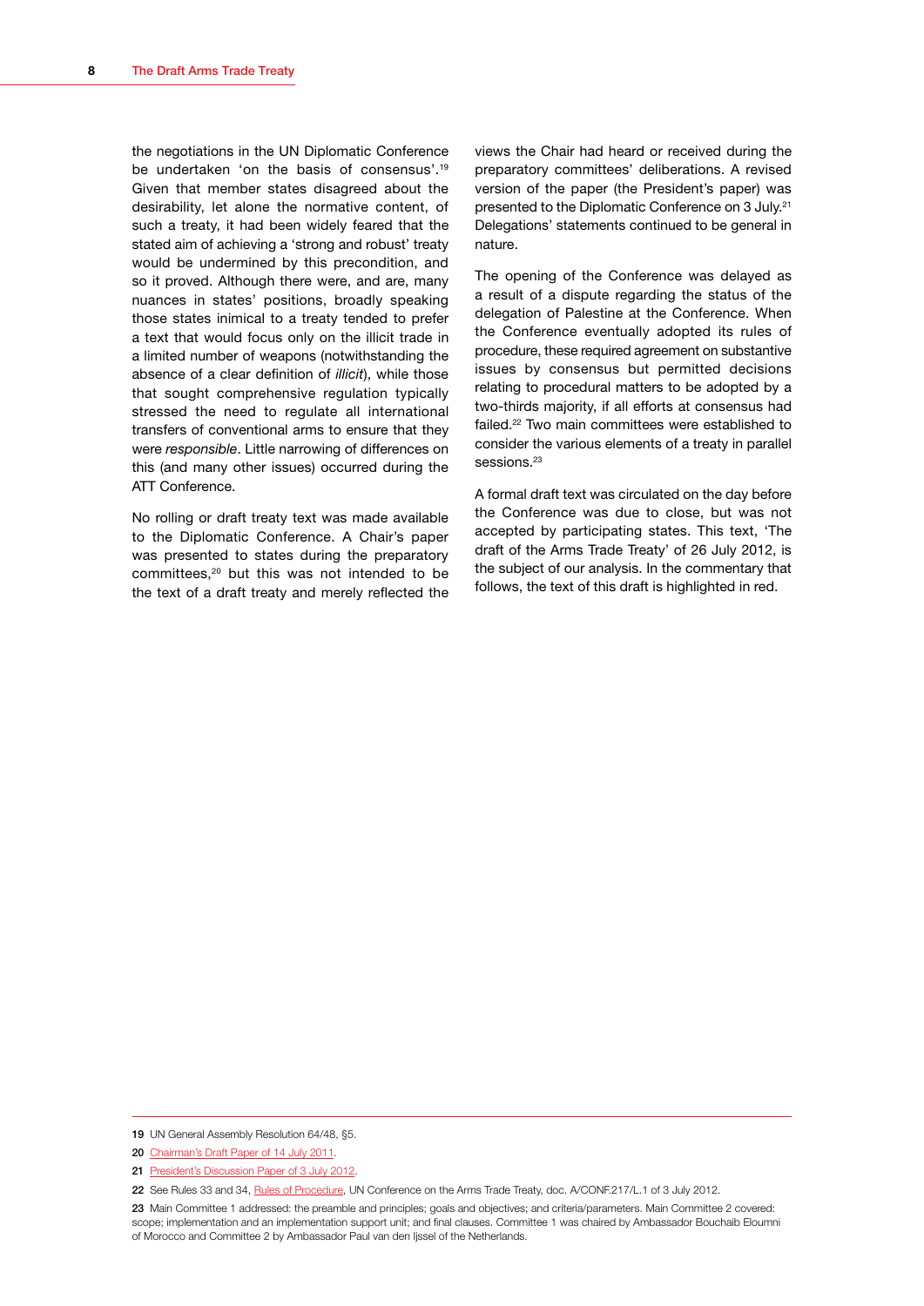the negotiations in the UN Diplomatic Conference be undertaken 'on the basis of consensus'.[19] Given that member states disagreed about the desirability, let alone the normative content, of such a treaty, it had been widely feared that the stated aim of achieving a 'strong and robust' treaty would be undermined by this precondition, and so it proved. Although there were, and are, many nuances in states' positions, broadly speaking those states inimical to a treaty tended to prefer a text that would focus only on the illicit trade in a limited number of weapons (notwithstanding the absence of a clear definition of *illicit*), while those that sought comprehensive regulation typically stressed the need to regulate all international transfers of conventional arms to ensure that they were *responsible*. Little narrowing of differences on this (and many other issues) occurred during the ATT Conference.

No rolling or draft treaty text was made available to the Diplomatic Conference. A Chair's paper was presented to states during the preparatory committees,[20] but this was not intended to be the text of a draft treaty and merely reflected the views the Chair had heard or received during the preparatory committees' deliberations. A revised version of the paper (the President's paper) was presented to the Diplomatic Conference on 3 July.[21] Delegations' statements continued to be general in nature.

The opening of the Conference was delayed as a result of a dispute regarding the status of the delegation of Palestine at the Conference. When the Conference eventually adopted its rules of procedure, these required agreement on substantive issues by consensus but permitted decisions relating to procedural matters to be adopted by a two-thirds majority, if all efforts at consensus had failed.[22] Two main committees were established to consider the various elements of a treaty in parallel sessions.[23]

A formal draft text was circulated on the day before the Conference was due to close, but was not accepted by participating states. This text, 'The draft of the Arms Trade Treaty' of 26 July 2012, is the subject of our analysis. In the commentary that follows, the text of this draft is highlighted in red.

---

19 UN General Assembly Resolution 64/48, §5.

20 Chairman's Draft Paper of 14 July 2011.

21 President's Discussion Paper of 3 July 2012.

22 See Rules 33 and 34, Rules of Procedure, UN Conference on the Arms Trade Treaty, doc. A/CONF.217/L.1 of 3 July 2012.

23 Main Committee 1 addressed: the preamble and principles; goals and objectives; and criteria/parameters. Main Committee 2 covered: scope; implementation and an implementation support unit; and final clauses. Committee 1 was chaired by Ambassador Bouchaib Eloumni of Morocco and Committee 2 by Ambassador Paul van den Ijssel of the Netherlands.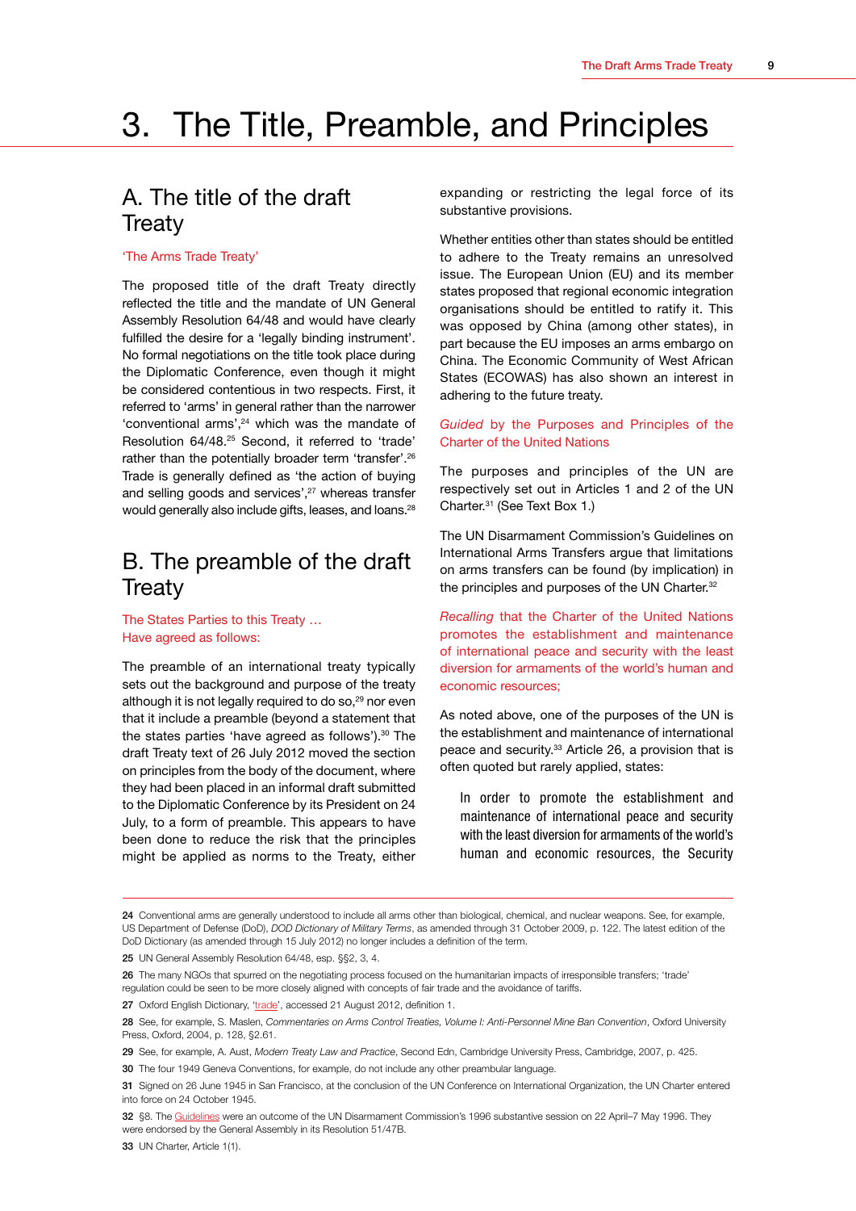# 3. The Title, Preamble, and Principles

## A. The title of the draft Treaty

'The Arms Trade Treaty'

The proposed title of the draft Treaty directly reflected the title and the mandate of UN General Assembly Resolution 64/48 and would have clearly fulfilled the desire for a 'legally binding instrument'. No formal negotiations on the title took place during the Diplomatic Conference, even though it might be considered contentious in two respects. First, it referred to 'arms' in general rather than the narrower 'conventional arms',[24] which was the mandate of Resolution 64/48.[25] Second, it referred to 'trade' rather than the potentially broader term 'transfer'.[26] Trade is generally defined as 'the action of buying and selling goods and services',[27] whereas transfer would generally also include gifts, leases, and loans.[28]

## B. The preamble of the draft Treaty

The States Parties to this Treaty …
Have agreed as follows:

The preamble of an international treaty typically sets out the background and purpose of the treaty although it is not legally required to do so,[29] nor even that it include a preamble (beyond a statement that the states parties 'have agreed as follows').[30] The draft Treaty text of 26 July 2012 moved the section on principles from the body of the document, where they had been placed in an informal draft submitted to the Diplomatic Conference by its President on 24 July, to a form of preamble. This appears to have been done to reduce the risk that the principles might be applied as norms to the Treaty, either expanding or restricting the legal force of its substantive provisions.

Whether entities other than states should be entitled to adhere to the Treaty remains an unresolved issue. The European Union (EU) and its member states proposed that regional economic integration organisations should be entitled to ratify it. This was opposed by China (among other states), in part because the EU imposes an arms embargo on China. The Economic Community of West African States (ECOWAS) has also shown an interest in adhering to the future treaty.

*Guided* by the Purposes and Principles of the Charter of the United Nations

The purposes and principles of the UN are respectively set out in Articles 1 and 2 of the UN Charter.[31] (See Text Box 1.)

The UN Disarmament Commission's Guidelines on International Arms Transfers argue that limitations on arms transfers can be found (by implication) in the principles and purposes of the UN Charter.[32]

*Recalling* that the Charter of the United Nations promotes the establishment and maintenance of international peace and security with the least diversion for armaments of the world's human and economic resources;

As noted above, one of the purposes of the UN is the establishment and maintenance of international peace and security.[33] Article 26, a provision that is often quoted but rarely applied, states:

> In order to promote the establishment and maintenance of international peace and security with the least diversion for armaments of the world's human and economic resources, the Security

---

24 Conventional arms are generally understood to include all arms other than biological, chemical, and nuclear weapons. See, for example, US Department of Defense (DoD), *DOD Dictionary of Military Terms*, as amended through 31 October 2009, p. 122. The latest edition of the DoD Dictionary (as amended through 15 July 2012) no longer includes a definition of the term.

25 UN General Assembly Resolution 64/48, esp. §§2, 3, 4.

26 The many NGOs that spurred on the negotiating process focused on the humanitarian impacts of irresponsible transfers; 'trade' regulation could be seen to be more closely aligned with concepts of fair trade and the avoidance of tariffs.

27 Oxford English Dictionary, 'trade', accessed 21 August 2012, definition 1.

28 See, for example, S. Maslen, *Commentaries on Arms Control Treaties, Volume I: Anti-Personnel Mine Ban Convention*, Oxford University Press, Oxford, 2004, p. 128, §2.61.

29 See, for example, A. Aust, *Modern Treaty Law and Practice*, Second Edn, Cambridge University Press, Cambridge, 2007, p. 425.

30 The four 1949 Geneva Conventions, for example, do not include any other preambular language.

31 Signed on 26 June 1945 in San Francisco, at the conclusion of the UN Conference on International Organization, the UN Charter entered into force on 24 October 1945.

32 §8. The Guidelines were an outcome of the UN Disarmament Commission's 1996 substantive session on 22 April–7 May 1996. They were endorsed by the General Assembly in its Resolution 51/47B.

33 UN Charter, Article 1(1).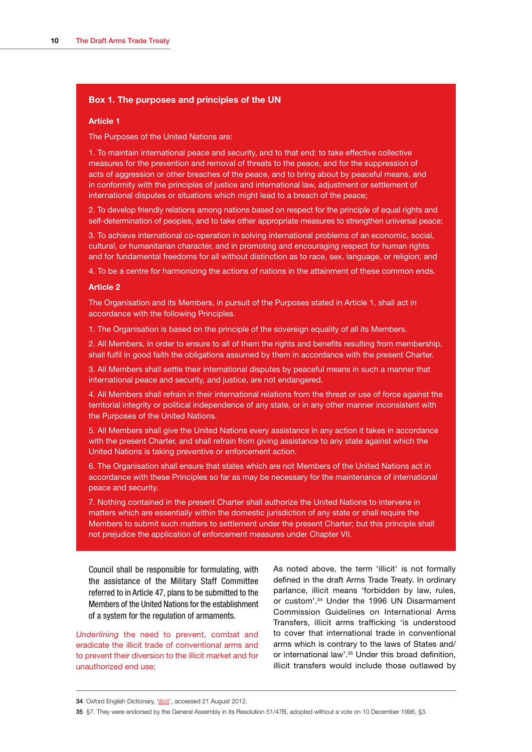### Box 1. The purposes and principles of the UN

**Article 1**

The Purposes of the United Nations are:

1. To maintain international peace and security, and to that end: to take effective collective measures for the prevention and removal of threats to the peace, and for the suppression of acts of aggression or other breaches of the peace, and to bring about by peaceful means, and in conformity with the principles of justice and international law, adjustment or settlement of international disputes or situations which might lead to a breach of the peace;

2. To develop friendly relations among nations based on respect for the principle of equal rights and self-determination of peoples, and to take other appropriate measures to strengthen universal peace;

3. To achieve international co-operation in solving international problems of an economic, social, cultural, or humanitarian character, and in promoting and encouraging respect for human rights and for fundamental freedoms for all without distinction as to race, sex, language, or religion; and

4. To be a centre for harmonizing the actions of nations in the attainment of these common ends.

**Article 2**

The Organisation and its Members, in pursuit of the Purposes stated in Article 1, shall act in accordance with the following Principles.

1. The Organisation is based on the principle of the sovereign equality of all its Members.

2. All Members, in order to ensure to all of them the rights and benefits resulting from membership, shall fulfil in good faith the obligations assumed by them in accordance with the present Charter.

3. All Members shall settle their international disputes by peaceful means in such a manner that international peace and security, and justice, are not endangered.

4. All Members shall refrain in their international relations from the threat or use of force against the territorial integrity or political independence of any state, or in any other manner inconsistent with the Purposes of the United Nations.

5. All Members shall give the United Nations every assistance in any action it takes in accordance with the present Charter, and shall refrain from giving assistance to any state against which the United Nations is taking preventive or enforcement action.

6. The Organisation shall ensure that states which are not Members of the United Nations act in accordance with these Principles so far as may be necessary for the maintenance of international peace and security.

7. Nothing contained in the present Charter shall authorize the United Nations to intervene in matters which are essentially within the domestic jurisdiction of any state or shall require the Members to submit such matters to settlement under the present Charter; but this principle shall not prejudice the application of enforcement measures under Chapter VII.

Council shall be responsible for formulating, with the assistance of the Military Staff Committee referred to in Article 47, plans to be submitted to the Members of the United Nations for the establishment of a system for the regulation of armaments.

*Underlining* the need to prevent, combat and eradicate the illicit trade of conventional arms and to prevent their diversion to the illicit market and for unauthorized end use;

As noted above, the term 'illicit' is not formally defined in the draft Arms Trade Treaty. In ordinary parlance, illicit means 'forbidden by law, rules, or custom'.[34] Under the 1996 UN Disarmament Commission Guidelines on International Arms Transfers, illicit arms trafficking 'is understood to cover that international trade in conventional arms which is contrary to the laws of States and/or international law'.[35] Under this broad definition, illicit transfers would include those outlawed by

34 Oxford English Dictionary, 'illicit', accessed 21 August 2012.

35 §7. They were endorsed by the General Assembly in its Resolution 51/47B, adopted without a vote on 10 December 1996, §3.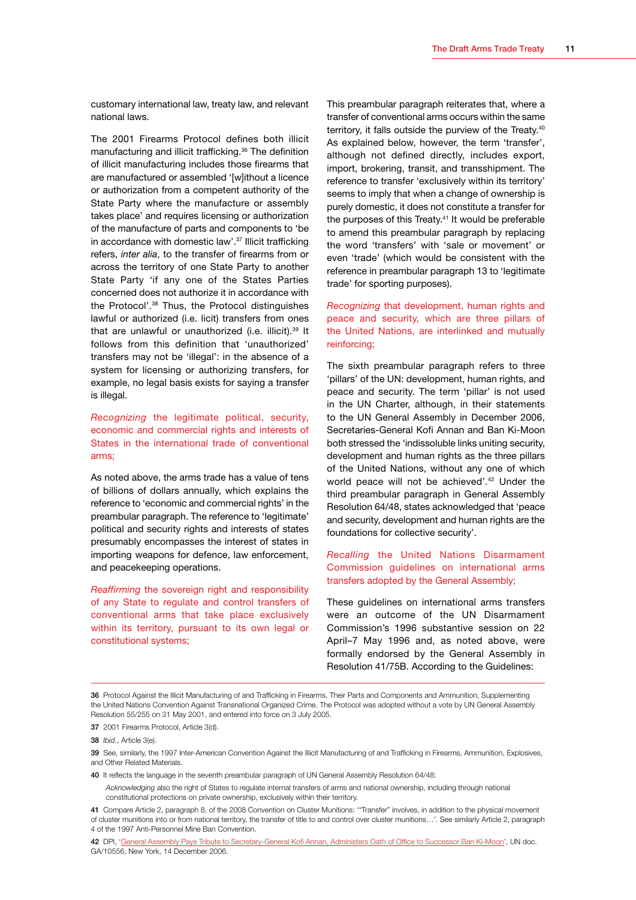customary international law, treaty law, and relevant national laws.

The 2001 Firearms Protocol defines both illicit manufacturing and illicit trafficking.[36] The definition of illicit manufacturing includes those firearms that are manufactured or assembled '[w]ithout a licence or authorization from a competent authority of the State Party where the manufacture or assembly takes place' and requires licensing or authorization of the manufacture of parts and components to 'be in accordance with domestic law'.[37] Illicit trafficking refers, *inter alia*, to the transfer of firearms from or across the territory of one State Party to another State Party 'if any one of the States Parties concerned does not authorize it in accordance with the Protocol'.[38] Thus, the Protocol distinguishes lawful or authorized (i.e. licit) transfers from ones that are unlawful or unauthorized (i.e. illicit).[39] It follows from this definition that 'unauthorized' transfers may not be 'illegal': in the absence of a system for licensing or authorizing transfers, for example, no legal basis exists for saying a transfer is illegal.

*Recognizing* the legitimate political, security, economic and commercial rights and interests of States in the international trade of conventional arms;

As noted above, the arms trade has a value of tens of billions of dollars annually, which explains the reference to 'economic and commercial rights' in the preambular paragraph. The reference to 'legitimate' political and security rights and interests of states presumably encompasses the interest of states in importing weapons for defence, law enforcement, and peacekeeping operations.

*Reaffirming* the sovereign right and responsibility of any State to regulate and control transfers of conventional arms that take place exclusively within its territory, pursuant to its own legal or constitutional systems;

This preambular paragraph reiterates that, where a transfer of conventional arms occurs within the same territory, it falls outside the purview of the Treaty.[40] As explained below, however, the term 'transfer', although not defined directly, includes export, import, brokering, transit, and transshipment. The reference to transfer 'exclusively within its territory' seems to imply that when a change of ownership is purely domestic, it does not constitute a transfer for the purposes of this Treaty.[41] It would be preferable to amend this preambular paragraph by replacing the word 'transfers' with 'sale or movement' or even 'trade' (which would be consistent with the reference in preambular paragraph 13 to 'legitimate trade' for sporting purposes).

*Recognizing* that development, human rights and peace and security, which are three pillars of the United Nations, are interlinked and mutually reinforcing;

The sixth preambular paragraph refers to three 'pillars' of the UN: development, human rights, and peace and security. The term 'pillar' is not used in the UN Charter, although, in their statements to the UN General Assembly in December 2006, Secretaries-General Kofi Annan and Ban Ki-Moon both stressed the 'indissoluble links uniting security, development and human rights as the three pillars of the United Nations, without any one of which world peace will not be achieved'.[42] Under the third preambular paragraph in General Assembly Resolution 64/48, states acknowledged that 'peace and security, development and human rights are the foundations for collective security'.

*Recalling* the United Nations Disarmament Commission guidelines on international arms transfers adopted by the General Assembly;

These guidelines on international arms transfers were an outcome of the UN Disarmament Commission's 1996 substantive session on 22 April–7 May 1996 and, as noted above, were formally endorsed by the General Assembly in Resolution 41/75B. According to the Guidelines:

---

36 Protocol Against the Illicit Manufacturing of and Trafficking in Firearms, Their Parts and Components and Ammunition, Supplementing the United Nations Convention Against Transnational Organized Crime. The Protocol was adopted without a vote by UN General Assembly Resolution 55/255 on 31 May 2001, and entered into force on 3 July 2005.

37 2001 Firearms Protocol, Article 3(d).

38 *Ibid.*, Article 3(e).

39 See, similarly, the 1997 Inter-American Convention Against the Illicit Manufacturing of and Trafficking in Firearms, Ammunition, Explosives, and Other Related Materials.

40 It reflects the language in the seventh preambular paragraph of UN General Assembly Resolution 64/48:

> *Acknowledging* also the right of States to regulate internal transfers of arms and national ownership, including through national constitutional protections on private ownership, exclusively within their territory.

41 Compare Article 2, paragraph 8, of the 2008 Convention on Cluster Munitions: '"Transfer" involves, in addition to the physical movement of cluster munitions into or from national territory, the transfer of title to and control over cluster munitions…'. See similarly Article 2, paragraph 4 of the 1997 Anti-Personnel Mine Ban Convention.

42 DPI, 'General Assembly Pays Tribute to Secretary-General Kofi Annan, Administers Oath of Office to Successor Ban Ki-Moon', UN doc. GA/10556, New York, 14 December 2006.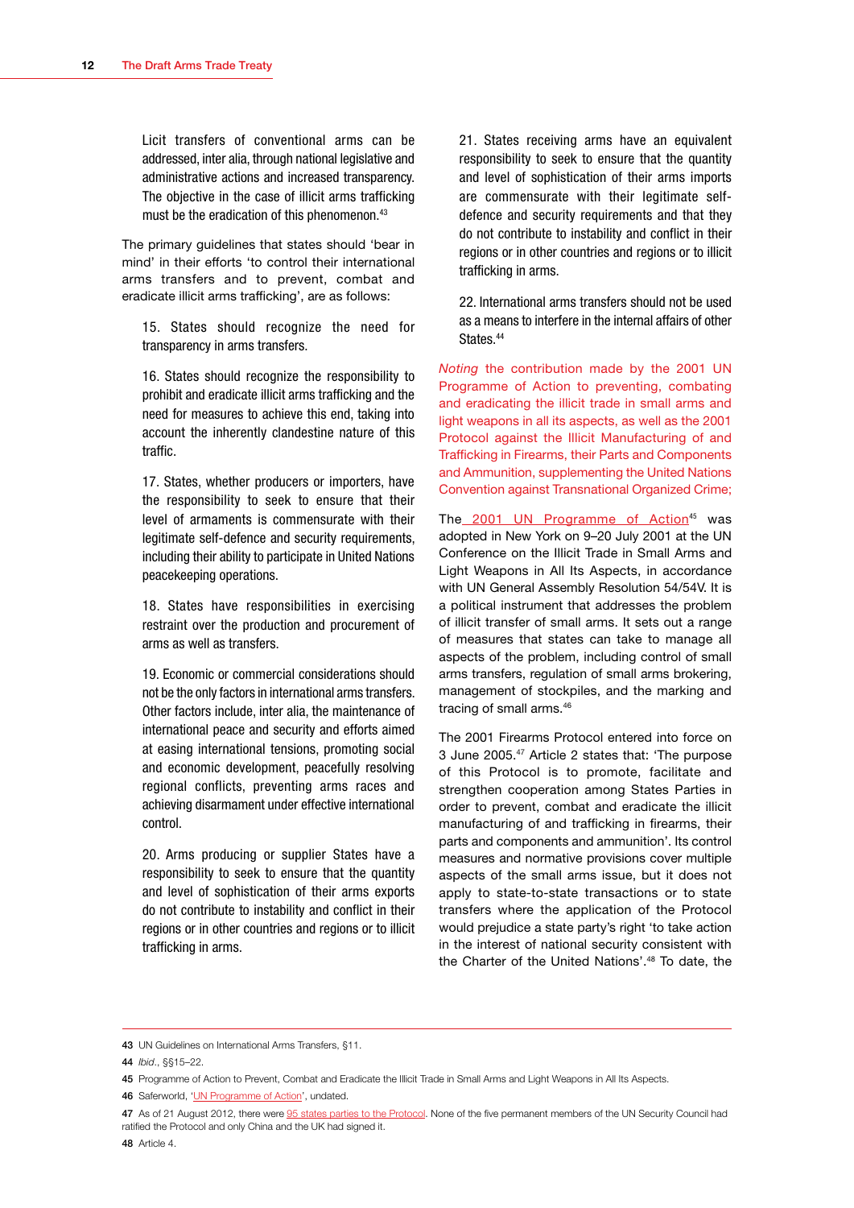Licit transfers of conventional arms can be addressed, inter alia, through national legislative and administrative actions and increased transparency. The objective in the case of illicit arms trafficking must be the eradication of this phenomenon.[43]

The primary guidelines that states should 'bear in mind' in their efforts 'to control their international arms transfers and to prevent, combat and eradicate illicit arms trafficking', are as follows:

15. States should recognize the need for transparency in arms transfers.

16. States should recognize the responsibility to prohibit and eradicate illicit arms trafficking and the need for measures to achieve this end, taking into account the inherently clandestine nature of this traffic.

17. States, whether producers or importers, have the responsibility to seek to ensure that their level of armaments is commensurate with their legitimate self-defence and security requirements, including their ability to participate in United Nations peacekeeping operations.

18. States have responsibilities in exercising restraint over the production and procurement of arms as well as transfers.

19. Economic or commercial considerations should not be the only factors in international arms transfers. Other factors include, inter alia, the maintenance of international peace and security and efforts aimed at easing international tensions, promoting social and economic development, peacefully resolving regional conflicts, preventing arms races and achieving disarmament under effective international control.

20. Arms producing or supplier States have a responsibility to seek to ensure that the quantity and level of sophistication of their arms exports do not contribute to instability and conflict in their regions or in other countries and regions or to illicit trafficking in arms.

21. States receiving arms have an equivalent responsibility to seek to ensure that the quantity and level of sophistication of their arms imports are commensurate with their legitimate self-defence and security requirements and that they do not contribute to instability and conflict in their regions or in other countries and regions or to illicit trafficking in arms.

22. International arms transfers should not be used as a means to interfere in the internal affairs of other States.[44]

*Noting* the contribution made by the 2001 UN Programme of Action to preventing, combating and eradicating the illicit trade in small arms and light weapons in all its aspects, as well as the 2001 Protocol against the Illicit Manufacturing of and Trafficking in Firearms, their Parts and Components and Ammunition, supplementing the United Nations Convention against Transnational Organized Crime;

The 2001 UN Programme of Action[45] was adopted in New York on 9–20 July 2001 at the UN Conference on the Illicit Trade in Small Arms and Light Weapons in All Its Aspects, in accordance with UN General Assembly Resolution 54/54V. It is a political instrument that addresses the problem of illicit transfer of small arms. It sets out a range of measures that states can take to manage all aspects of the problem, including control of small arms transfers, regulation of small arms brokering, management of stockpiles, and the marking and tracing of small arms.[46]

The 2001 Firearms Protocol entered into force on 3 June 2005.[47] Article 2 states that: 'The purpose of this Protocol is to promote, facilitate and strengthen cooperation among States Parties in order to prevent, combat and eradicate the illicit manufacturing of and trafficking in firearms, their parts and components and ammunition'. Its control measures and normative provisions cover multiple aspects of the small arms issue, but it does not apply to state-to-state transactions or to state transfers where the application of the Protocol would prejudice a state party's right 'to take action in the interest of national security consistent with the Charter of the United Nations'.[48] To date, the

---

43 UN Guidelines on International Arms Transfers, §11.

44 *Ibid.*, §§15–22.

45 Programme of Action to Prevent, Combat and Eradicate the Illicit Trade in Small Arms and Light Weapons in All Its Aspects.

46 Saferworld, 'UN Programme of Action', undated.

47 As of 21 August 2012, there were 95 states parties to the Protocol. None of the five permanent members of the UN Security Council had ratified the Protocol and only China and the UK had signed it.

48 Article 4.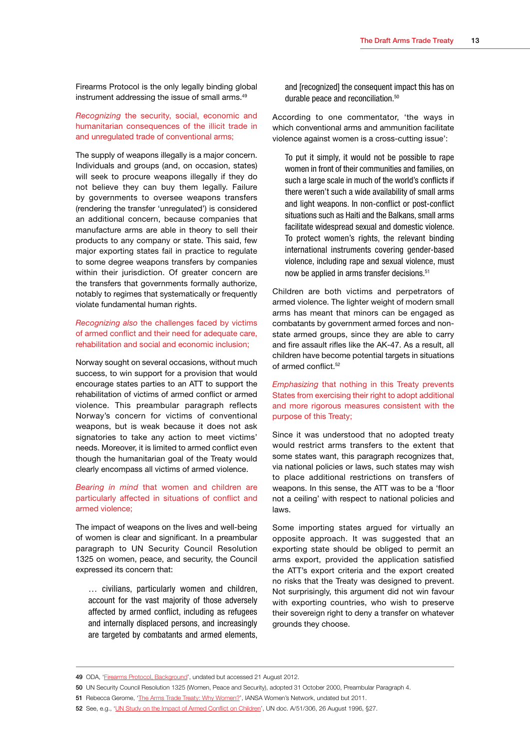Firearms Protocol is the only legally binding global instrument addressing the issue of small arms.[49]

*Recognizing* the security, social, economic and humanitarian consequences of the illicit trade in and unregulated trade of conventional arms;

The supply of weapons illegally is a major concern. Individuals and groups (and, on occasion, states) will seek to procure weapons illegally if they do not believe they can buy them legally. Failure by governments to oversee weapons transfers (rendering the transfer 'unregulated') is considered an additional concern, because companies that manufacture arms are able in theory to sell their products to any company or state. This said, few major exporting states fail in practice to regulate to some degree weapons transfers by companies within their jurisdiction. Of greater concern are the transfers that governments formally authorize, notably to regimes that systematically or frequently violate fundamental human rights.

*Recognizing also* the challenges faced by victims of armed conflict and their need for adequate care, rehabilitation and social and economic inclusion;

Norway sought on several occasions, without much success, to win support for a provision that would encourage states parties to an ATT to support the rehabilitation of victims of armed conflict or armed violence. This preambular paragraph reflects Norway's concern for victims of conventional weapons, but is weak because it does not ask signatories to take any action to meet victims' needs. Moreover, it is limited to armed conflict even though the humanitarian goal of the Treaty would clearly encompass all victims of armed violence.

*Bearing in mind* that women and children are particularly affected in situations of conflict and armed violence;

The impact of weapons on the lives and well-being of women is clear and significant. In a preambular paragraph to UN Security Council Resolution 1325 on women, peace, and security, the Council expressed its concern that:

> … civilians, particularly women and children, account for the vast majority of those adversely affected by armed conflict, including as refugees and internally displaced persons, and increasingly are targeted by combatants and armed elements, and [recognized] the consequent impact this has on durable peace and reconciliation.[50]

According to one commentator, 'the ways in which conventional arms and ammunition facilitate violence against women is a cross-cutting issue':

> To put it simply, it would not be possible to rape women in front of their communities and families, on such a large scale in much of the world's conflicts if there weren't such a wide availability of small arms and light weapons. In non-conflict or post-conflict situations such as Haiti and the Balkans, small arms facilitate widespread sexual and domestic violence. To protect women's rights, the relevant binding international instruments covering gender-based violence, including rape and sexual violence, must now be applied in arms transfer decisions.[51]

Children are both victims and perpetrators of armed violence. The lighter weight of modern small arms has meant that minors can be engaged as combatants by government armed forces and non-state armed groups, since they are able to carry and fire assault rifles like the AK-47. As a result, all children have become potential targets in situations of armed conflict.[52]

*Emphasizing* that nothing in this Treaty prevents States from exercising their right to adopt additional and more rigorous measures consistent with the purpose of this Treaty;

Since it was understood that no adopted treaty would restrict arms transfers to the extent that some states want, this paragraph recognizes that, via national policies or laws, such states may wish to place additional restrictions on transfers of weapons. In this sense, the ATT was to be a 'floor not a ceiling' with respect to national policies and laws.

Some importing states argued for virtually an opposite approach. It was suggested that an exporting state should be obliged to permit an arms export, provided the application satisfied the ATT's export criteria and the export created no risks that the Treaty was designed to prevent. Not surprisingly, this argument did not win favour with exporting countries, who wish to preserve their sovereign right to deny a transfer on whatever grounds they choose.

---

**49** ODA, 'Firearms Protocol, Background', undated but accessed 21 August 2012.

**50** UN Security Council Resolution 1325 (Women, Peace and Security), adopted 31 October 2000, Preambular Paragraph 4.

**51** Rebecca Gerome, 'The Arms Trade Treaty: Why Women?', IANSA Women's Network, undated but 2011.

**52** See, e.g., 'UN Study on the Impact of Armed Conflict on Children', UN doc. A/51/306, 26 August 1996, §27.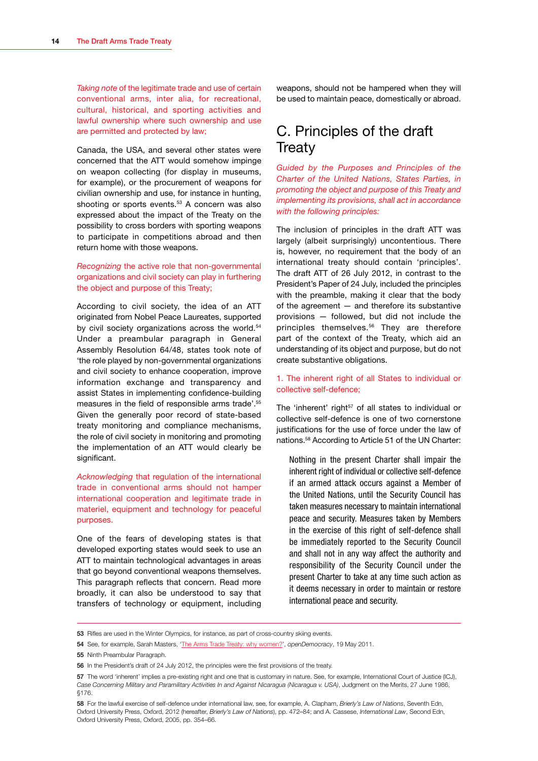*Taking note* of the legitimate trade and use of certain conventional arms, inter alia, for recreational, cultural, historical, and sporting activities and lawful ownership where such ownership and use are permitted and protected by law;

Canada, the USA, and several other states were concerned that the ATT would somehow impinge on weapon collecting (for display in museums, for example), or the procurement of weapons for civilian ownership and use, for instance in hunting, shooting or sports events.[53] A concern was also expressed about the impact of the Treaty on the possibility to cross borders with sporting weapons to participate in competitions abroad and then return home with those weapons.

*Recognizing* the active role that non-governmental organizations and civil society can play in furthering the object and purpose of this Treaty;

According to civil society, the idea of an ATT originated from Nobel Peace Laureates, supported by civil society organizations across the world.[54] Under a preambular paragraph in General Assembly Resolution 64/48, states took note of 'the role played by non-governmental organizations and civil society to enhance cooperation, improve information exchange and transparency and assist States in implementing confidence-building measures in the field of responsible arms trade'.[55] Given the generally poor record of state-based treaty monitoring and compliance mechanisms, the role of civil society in monitoring and promoting the implementation of an ATT would clearly be significant.

*Acknowledging* that regulation of the international trade in conventional arms should not hamper international cooperation and legitimate trade in materiel, equipment and technology for peaceful purposes.

One of the fears of developing states is that developed exporting states would seek to use an ATT to maintain technological advantages in areas that go beyond conventional weapons themselves. This paragraph reflects that concern. Read more broadly, it can also be understood to say that transfers of technology or equipment, including weapons, should not be hampered when they will be used to maintain peace, domestically or abroad.

## C. Principles of the draft Treaty

*Guided by the Purposes and Principles of the Charter of the United Nations, States Parties, in promoting the object and purpose of this Treaty and implementing its provisions, shall act in accordance with the following principles:*

The inclusion of principles in the draft ATT was largely (albeit surprisingly) uncontentious. There is, however, no requirement that the body of an international treaty should contain 'principles'. The draft ATT of 26 July 2012, in contrast to the President's Paper of 24 July, included the principles with the preamble, making it clear that the body of the agreement — and therefore its substantive provisions — followed, but did not include the principles themselves.[56] They are therefore part of the context of the Treaty, which aid an understanding of its object and purpose, but do not create substantive obligations.

1. The inherent right of all States to individual or collective self-defence;

The 'inherent' right[57] of all states to individual or collective self-defence is one of two cornerstone justifications for the use of force under the law of nations.[58] According to Article 51 of the UN Charter:

> Nothing in the present Charter shall impair the inherent right of individual or collective self-defence if an armed attack occurs against a Member of the United Nations, until the Security Council has taken measures necessary to maintain international peace and security. Measures taken by Members in the exercise of this right of self-defence shall be immediately reported to the Security Council and shall not in any way affect the authority and responsibility of the Security Council under the present Charter to take at any time such action as it deems necessary in order to maintain or restore international peace and security.

---

**53** Rifles are used in the Winter Olympics, for instance, as part of cross-country skiing events.

**54** See, for example, Sarah Masters, 'The Arms Trade Treaty: why women?', *openDemocracy*, 19 May 2011.

**55** Ninth Preambular Paragraph.

**56** In the President's draft of 24 July 2012, the principles were the first provisions of the treaty.

**57** The word 'inherent' implies a pre-existing right and one that is customary in nature. See, for example, International Court of Justice (ICJ), *Case Concerning Military and Paramilitary Activities In and Against Nicaragua (Nicaragua v. USA)*, Judgment on the Merits, 27 June 1986, §176.

**58** For the lawful exercise of self-defence under international law, see, for example, A. Clapham, *Brierly's Law of Nations*, Seventh Edn, Oxford University Press, Oxford, 2012 (hereafter, *Brierly's Law of Nations*), pp. 472–84; and A. Cassese, *International Law*, Second Edn, Oxford University Press, Oxford, 2005, pp. 354–66.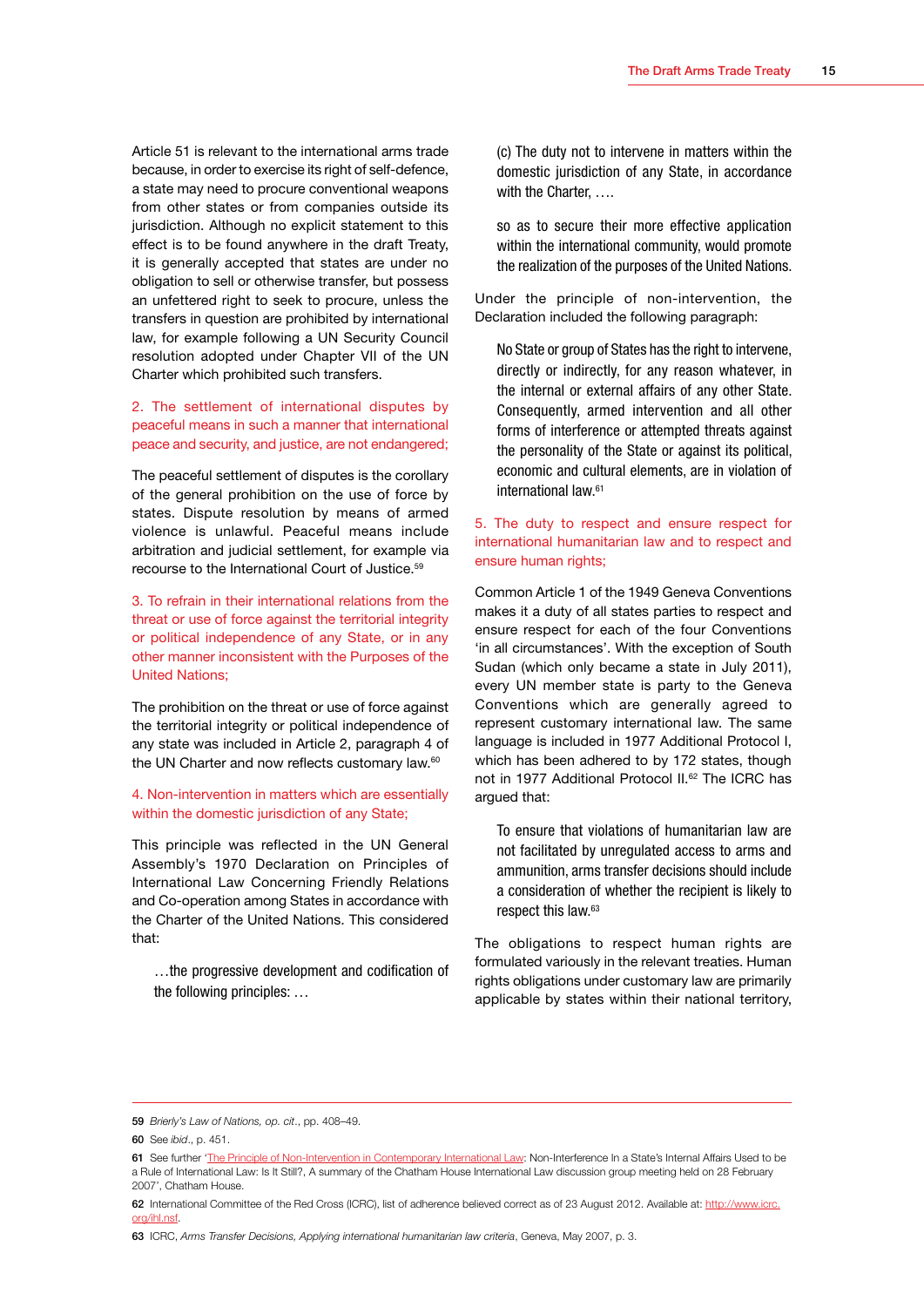Article 51 is relevant to the international arms trade because, in order to exercise its right of self-defence, a state may need to procure conventional weapons from other states or from companies outside its jurisdiction. Although no explicit statement to this effect is to be found anywhere in the draft Treaty, it is generally accepted that states are under no obligation to sell or otherwise transfer, but possess an unfettered right to seek to procure, unless the transfers in question are prohibited by international law, for example following a UN Security Council resolution adopted under Chapter VII of the UN Charter which prohibited such transfers.

2. The settlement of international disputes by peaceful means in such a manner that international peace and security, and justice, are not endangered;

The peaceful settlement of disputes is the corollary of the general prohibition on the use of force by states. Dispute resolution by means of armed violence is unlawful. Peaceful means include arbitration and judicial settlement, for example via recourse to the International Court of Justice.[59]

3. To refrain in their international relations from the threat or use of force against the territorial integrity or political independence of any State, or in any other manner inconsistent with the Purposes of the United Nations;

The prohibition on the threat or use of force against the territorial integrity or political independence of any state was included in Article 2, paragraph 4 of the UN Charter and now reflects customary law.[60]

4. Non-intervention in matters which are essentially within the domestic jurisdiction of any State;

This principle was reflected in the UN General Assembly's 1970 Declaration on Principles of International Law Concerning Friendly Relations and Co-operation among States in accordance with the Charter of the United Nations. This considered that:

> …the progressive development and codification of the following principles: …
>
> (c) The duty not to intervene in matters within the domestic jurisdiction of any State, in accordance with the Charter, ….
>
> so as to secure their more effective application within the international community, would promote the realization of the purposes of the United Nations.

Under the principle of non-intervention, the Declaration included the following paragraph:

> No State or group of States has the right to intervene, directly or indirectly, for any reason whatever, in the internal or external affairs of any other State. Consequently, armed intervention and all other forms of interference or attempted threats against the personality of the State or against its political, economic and cultural elements, are in violation of international law.[61]

5. The duty to respect and ensure respect for international humanitarian law and to respect and ensure human rights;

Common Article 1 of the 1949 Geneva Conventions makes it a duty of all states parties to respect and ensure respect for each of the four Conventions 'in all circumstances'. With the exception of South Sudan (which only became a state in July 2011), every UN member state is party to the Geneva Conventions which are generally agreed to represent customary international law. The same language is included in 1977 Additional Protocol I, which has been adhered to by 172 states, though not in 1977 Additional Protocol II.[62] The ICRC has argued that:

> To ensure that violations of humanitarian law are not facilitated by unregulated access to arms and ammunition, arms transfer decisions should include a consideration of whether the recipient is likely to respect this law.[63]

The obligations to respect human rights are formulated variously in the relevant treaties. Human rights obligations under customary law are primarily applicable by states within their national territory,

---

59 *Brierly's Law of Nations, op. cit.*, pp. 408–49.

60 See *ibid.*, p. 451.

61 See further 'The Principle of Non-Intervention in Contemporary International Law: Non-Interference In a State's Internal Affairs Used to be a Rule of International Law: Is It Still?, A summary of the Chatham House International Law discussion group meeting held on 28 February 2007', Chatham House.

62 International Committee of the Red Cross (ICRC), list of adherence believed correct as of 23 August 2012. Available at: http://www.icrc.org/ihl.nsf.

63 ICRC, *Arms Transfer Decisions, Applying international humanitarian law criteria*, Geneva, May 2007, p. 3.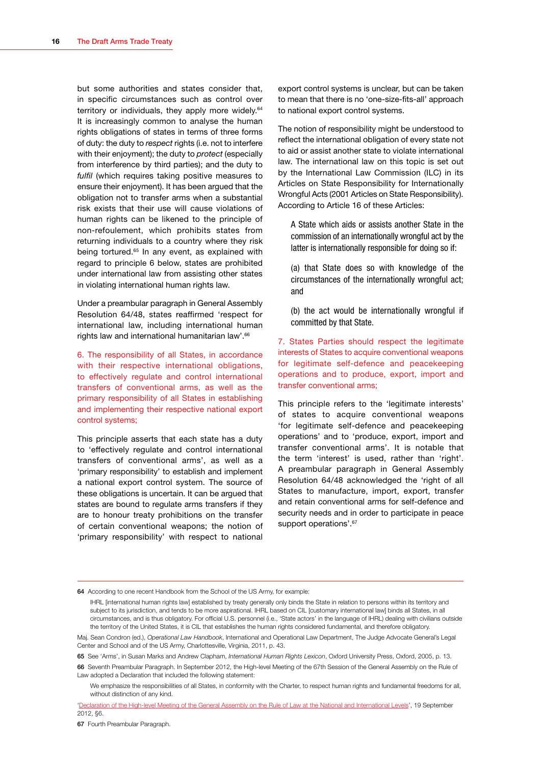but some authorities and states consider that, in specific circumstances such as control over territory or individuals, they apply more widely.[64] It is increasingly common to analyse the human rights obligations of states in terms of three forms of duty: the duty to *respect* rights (i.e. not to interfere with their enjoyment); the duty to *protect* (especially from interference by third parties); and the duty to *fulfil* (which requires taking positive measures to ensure their enjoyment). It has been argued that the obligation not to transfer arms when a substantial risk exists that their use will cause violations of human rights can be likened to the principle of non-refoulement, which prohibits states from returning individuals to a country where they risk being tortured.[65] In any event, as explained with regard to principle 6 below, states are prohibited under international law from assisting other states in violating international human rights law.

Under a preambular paragraph in General Assembly Resolution 64/48, states reaffirmed 'respect for international law, including international human rights law and international humanitarian law'.[66]

6. The responsibility of all States, in accordance with their respective international obligations, to effectively regulate and control international transfers of conventional arms, as well as the primary responsibility of all States in establishing and implementing their respective national export control systems;

This principle asserts that each state has a duty to 'effectively regulate and control international transfers of conventional arms', as well as a 'primary responsibility' to establish and implement a national export control system. The source of these obligations is uncertain. It can be argued that states are bound to regulate arms transfers if they are to honour treaty prohibitions on the transfer of certain conventional weapons; the notion of 'primary responsibility' with respect to national export control systems is unclear, but can be taken to mean that there is no 'one-size-fits-all' approach to national export control systems.

The notion of responsibility might be understood to reflect the international obligation of every state not to aid or assist another state to violate international law. The international law on this topic is set out by the International Law Commission (ILC) in its Articles on State Responsibility for Internationally Wrongful Acts (2001 Articles on State Responsibility). According to Article 16 of these Articles:

> A State which aids or assists another State in the commission of an internationally wrongful act by the latter is internationally responsible for doing so if:
>
> (a) that State does so with knowledge of the circumstances of the internationally wrongful act; and
>
> (b) the act would be internationally wrongful if committed by that State.

7. States Parties should respect the legitimate interests of States to acquire conventional weapons for legitimate self-defence and peacekeeping operations and to produce, export, import and transfer conventional arms;

This principle refers to the 'legitimate interests' of states to acquire conventional weapons 'for legitimate self-defence and peacekeeping operations' and to 'produce, export, import and transfer conventional arms'. It is notable that the term 'interest' is used, rather than 'right'. A preambular paragraph in General Assembly Resolution 64/48 acknowledged the 'right of all States to manufacture, import, export, transfer and retain conventional arms for self-defence and security needs and in order to participate in peace support operations'.[67]

---

64 According to one recent Handbook from the School of the US Army, for example:

> IHRL [international human rights law] established by treaty generally only binds the State in relation to persons within its territory and subject to its jurisdiction, and tends to be more aspirational. IHRL based on CIL [customary international law] binds all States, in all circumstances, and is thus obligatory. For official U.S. personnel (i.e., 'State actors' in the language of IHRL) dealing with civilians outside the territory of the United States, it is CIL that establishes the human rights considered fundamental, and therefore obligatory.

Maj. Sean Condron (ed.), *Operational Law Handbook*, International and Operational Law Department, The Judge Advocate General's Legal Center and School and of the US Army, Charlottesville, Virginia, 2011, p. 43.

65 See 'Arms', in Susan Marks and Andrew Clapham, *International Human Rights Lexicon*, Oxford University Press, Oxford, 2005, p. 13.

66 Seventh Preambular Paragraph. In September 2012, the High-level Meeting of the 67th Session of the General Assembly on the Rule of Law adopted a Declaration that included the following statement:

> We emphasize the responsibilities of all States, in conformity with the Charter, to respect human rights and fundamental freedoms for all, without distinction of any kind.

'Declaration of the High-level Meeting of the General Assembly on the Rule of Law at the National and International Levels', 19 September 2012, §6.

67 Fourth Preambular Paragraph.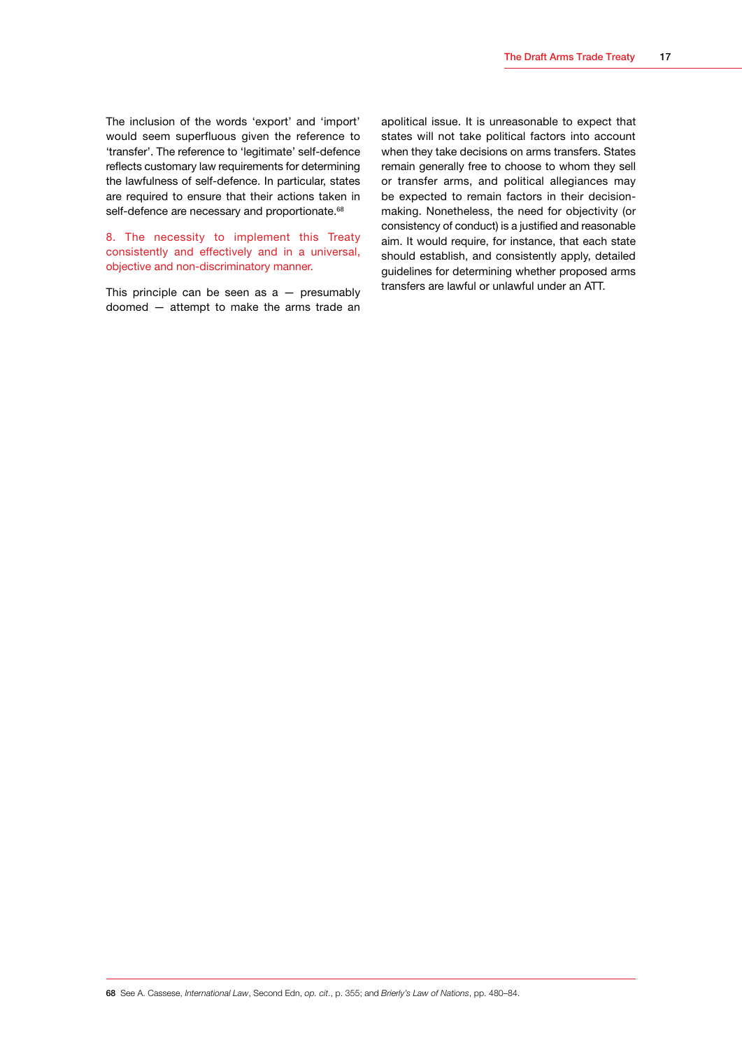The inclusion of the words 'export' and 'import' would seem superfluous given the reference to 'transfer'. The reference to 'legitimate' self-defence reflects customary law requirements for determining the lawfulness of self-defence. In particular, states are required to ensure that their actions taken in self-defence are necessary and proportionate.[68]

8. The necessity to implement this Treaty consistently and effectively and in a universal, objective and non-discriminatory manner.

This principle can be seen as a — presumably doomed — attempt to make the arms trade an apolitical issue. It is unreasonable to expect that states will not take political factors into account when they take decisions on arms transfers. States remain generally free to choose to whom they sell or transfer arms, and political allegiances may be expected to remain factors in their decision-making. Nonetheless, the need for objectivity (or consistency of conduct) is a justified and reasonable aim. It would require, for instance, that each state should establish, and consistently apply, detailed guidelines for determining whether proposed arms transfers are lawful or unlawful under an ATT.

68 See A. Cassese, *International Law*, Second Edn, *op. cit*., p. 355; and *Brierly's Law of Nations*, pp. 480–84.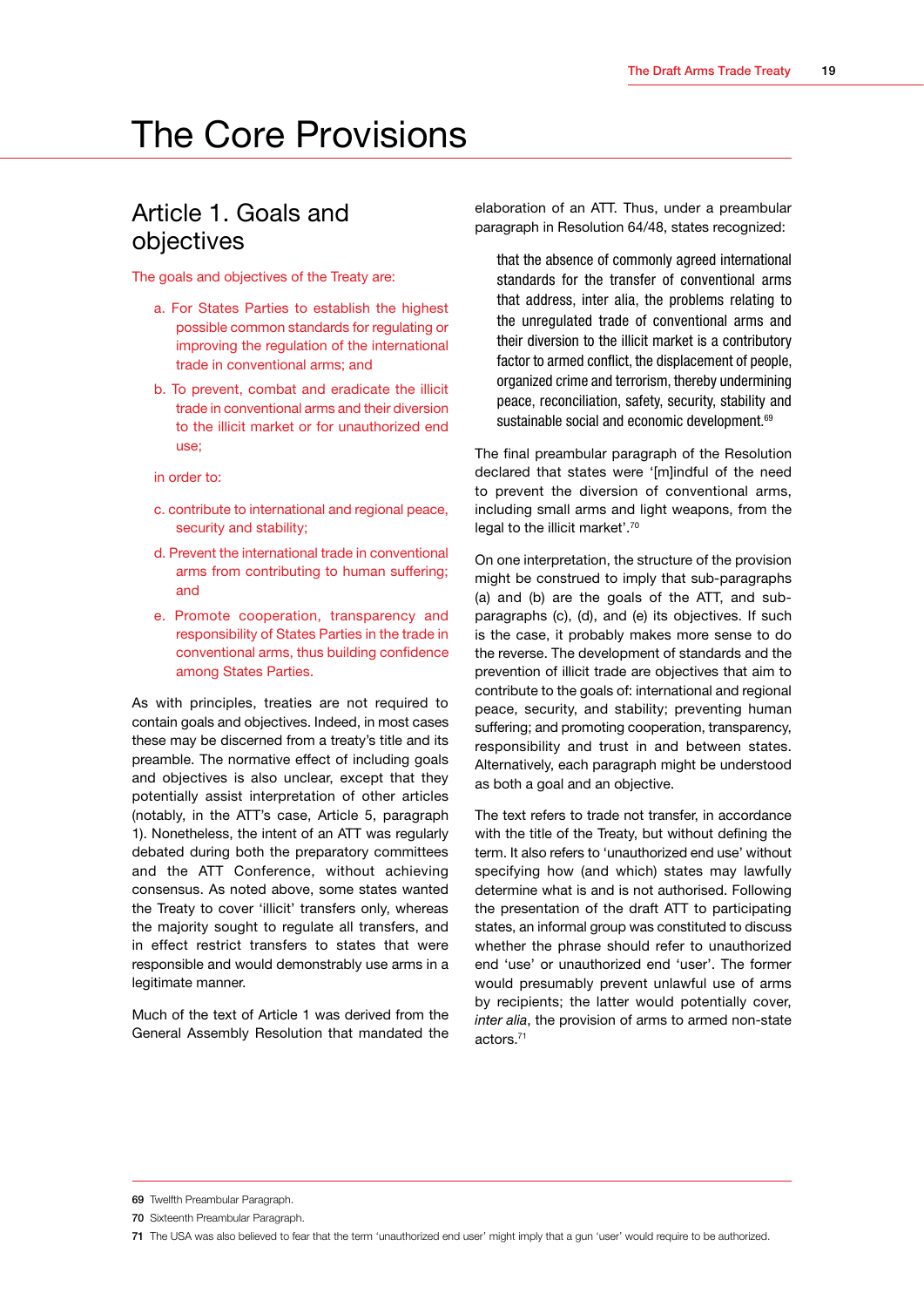# The Core Provisions

## Article 1. Goals and objectives

The goals and objectives of the Treaty are:

a. For States Parties to establish the highest possible common standards for regulating or improving the regulation of the international trade in conventional arms; and

b. To prevent, combat and eradicate the illicit trade in conventional arms and their diversion to the illicit market or for unauthorized end use;

in order to:

c. contribute to international and regional peace, security and stability;

d. Prevent the international trade in conventional arms from contributing to human suffering; and

e. Promote cooperation, transparency and responsibility of States Parties in the trade in conventional arms, thus building confidence among States Parties.

As with principles, treaties are not required to contain goals and objectives. Indeed, in most cases these may be discerned from a treaty's title and its preamble. The normative effect of including goals and objectives is also unclear, except that they potentially assist interpretation of other articles (notably, in the ATT's case, Article 5, paragraph 1). Nonetheless, the intent of an ATT was regularly debated during both the preparatory committees and the ATT Conference, without achieving consensus. As noted above, some states wanted the Treaty to cover 'illicit' transfers only, whereas the majority sought to regulate all transfers, and in effect restrict transfers to states that were responsible and would demonstrably use arms in a legitimate manner.

Much of the text of Article 1 was derived from the General Assembly Resolution that mandated the elaboration of an ATT. Thus, under a preambular paragraph in Resolution 64/48, states recognized:

> that the absence of commonly agreed international standards for the transfer of conventional arms that address, inter alia, the problems relating to the unregulated trade of conventional arms and their diversion to the illicit market is a contributory factor to armed conflict, the displacement of people, organized crime and terrorism, thereby undermining peace, reconciliation, safety, security, stability and sustainable social and economic development.[69]

The final preambular paragraph of the Resolution declared that states were '[m]indful of the need to prevent the diversion of conventional arms, including small arms and light weapons, from the legal to the illicit market'.[70]

On one interpretation, the structure of the provision might be construed to imply that sub-paragraphs (a) and (b) are the goals of the ATT, and sub-paragraphs (c), (d), and (e) its objectives. If such is the case, it probably makes more sense to do the reverse. The development of standards and the prevention of illicit trade are objectives that aim to contribute to the goals of: international and regional peace, security, and stability; preventing human suffering; and promoting cooperation, transparency, responsibility and trust in and between states. Alternatively, each paragraph might be understood as both a goal and an objective.

The text refers to trade not transfer, in accordance with the title of the Treaty, but without defining the term. It also refers to 'unauthorized end use' without specifying how (and which) states may lawfully determine what is and is not authorised. Following the presentation of the draft ATT to participating states, an informal group was constituted to discuss whether the phrase should refer to unauthorized end 'use' or unauthorized end 'user'. The former would presumably prevent unlawful use of arms by recipients; the latter would potentially cover, *inter alia*, the provision of arms to armed non-state actors.[71]

---

69 Twelfth Preambular Paragraph.

70 Sixteenth Preambular Paragraph.

71 The USA was also believed to fear that the term 'unauthorized end user' might imply that a gun 'user' would require to be authorized.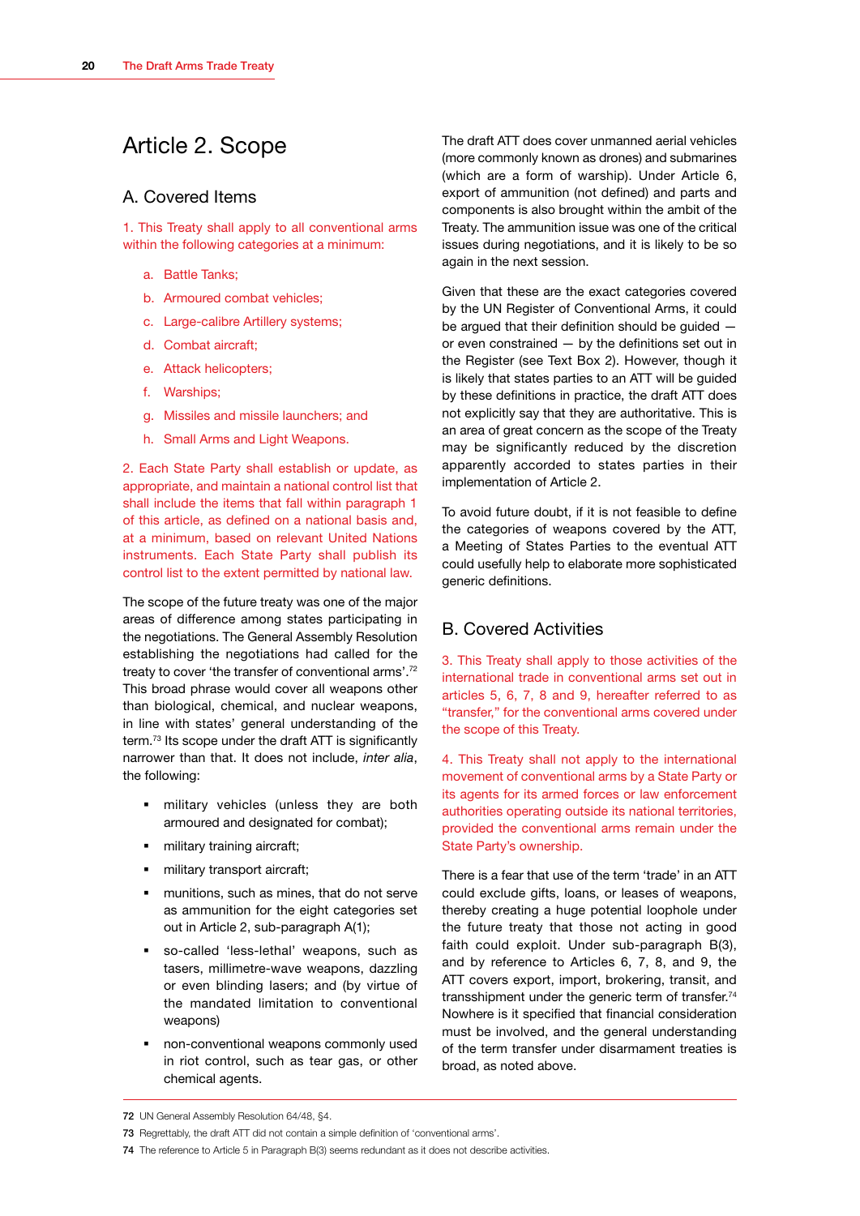# Article 2. Scope

## A. Covered Items

1. This Treaty shall apply to all conventional arms within the following categories at a minimum:

   a. Battle Tanks;

   b. Armoured combat vehicles;

   c. Large-calibre Artillery systems;

   d. Combat aircraft;

   e. Attack helicopters;

   f. Warships;

   g. Missiles and missile launchers; and

   h. Small Arms and Light Weapons.

2. Each State Party shall establish or update, as appropriate, and maintain a national control list that shall include the items that fall within paragraph 1 of this article, as defined on a national basis and, at a minimum, based on relevant United Nations instruments. Each State Party shall publish its control list to the extent permitted by national law.

The scope of the future treaty was one of the major areas of difference among states participating in the negotiations. The General Assembly Resolution establishing the negotiations had called for the treaty to cover 'the transfer of conventional arms'.[72] This broad phrase would cover all weapons other than biological, chemical, and nuclear weapons, in line with states' general understanding of the term.[73] Its scope under the draft ATT is significantly narrower than that. It does not include, *inter alia*, the following:

- military vehicles (unless they are both armoured and designated for combat);
- military training aircraft;
- military transport aircraft;
- munitions, such as mines, that do not serve as ammunition for the eight categories set out in Article 2, sub-paragraph A(1);
- so-called 'less-lethal' weapons, such as tasers, millimetre-wave weapons, dazzling or even blinding lasers; and (by virtue of the mandated limitation to conventional weapons)
- non-conventional weapons commonly used in riot control, such as tear gas, or other chemical agents.

The draft ATT does cover unmanned aerial vehicles (more commonly known as drones) and submarines (which are a form of warship). Under Article 6, export of ammunition (not defined) and parts and components is also brought within the ambit of the Treaty. The ammunition issue was one of the critical issues during negotiations, and it is likely to be so again in the next session.

Given that these are the exact categories covered by the UN Register of Conventional Arms, it could be argued that their definition should be guided — or even constrained — by the definitions set out in the Register (see Text Box 2). However, though it is likely that states parties to an ATT will be guided by these definitions in practice, the draft ATT does not explicitly say that they are authoritative. This is an area of great concern as the scope of the Treaty may be significantly reduced by the discretion apparently accorded to states parties in their implementation of Article 2.

To avoid future doubt, if it is not feasible to define the categories of weapons covered by the ATT, a Meeting of States Parties to the eventual ATT could usefully help to elaborate more sophisticated generic definitions.

## B. Covered Activities

3. This Treaty shall apply to those activities of the international trade in conventional arms set out in articles 5, 6, 7, 8 and 9, hereafter referred to as "transfer," for the conventional arms covered under the scope of this Treaty.

4. This Treaty shall not apply to the international movement of conventional arms by a State Party or its agents for its armed forces or law enforcement authorities operating outside its national territories, provided the conventional arms remain under the State Party's ownership.

There is a fear that use of the term 'trade' in an ATT could exclude gifts, loans, or leases of weapons, thereby creating a huge potential loophole under the future treaty that those not acting in good faith could exploit. Under sub-paragraph B(3), and by reference to Articles 6, 7, 8, and 9, the ATT covers export, import, brokering, transit, and transshipment under the generic term of transfer.[74] Nowhere is it specified that financial consideration must be involved, and the general understanding of the term transfer under disarmament treaties is broad, as noted above.

---

72 UN General Assembly Resolution 64/48, §4.

73 Regrettably, the draft ATT did not contain a simple definition of 'conventional arms'.

74 The reference to Article 5 in Paragraph B(3) seems redundant as it does not describe activities.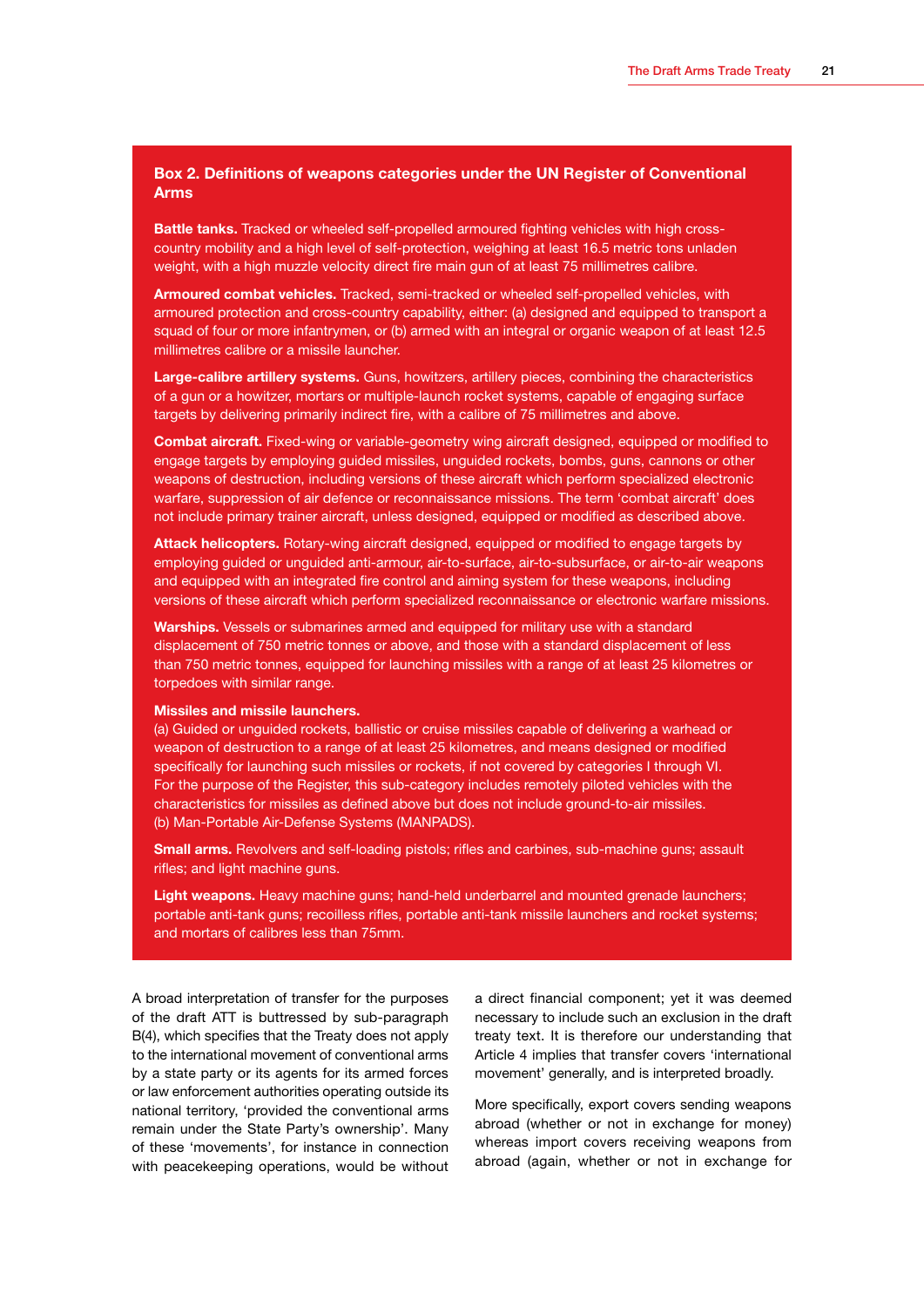### Box 2. Definitions of weapons categories under the UN Register of Conventional Arms

**Battle tanks.** Tracked or wheeled self-propelled armoured fighting vehicles with high cross-country mobility and a high level of self-protection, weighing at least 16.5 metric tons unladen weight, with a high muzzle velocity direct fire main gun of at least 75 millimetres calibre.

**Armoured combat vehicles.** Tracked, semi-tracked or wheeled self-propelled vehicles, with armoured protection and cross-country capability, either: (a) designed and equipped to transport a squad of four or more infantrymen, or (b) armed with an integral or organic weapon of at least 12.5 millimetres calibre or a missile launcher.

**Large-calibre artillery systems.** Guns, howitzers, artillery pieces, combining the characteristics of a gun or a howitzer, mortars or multiple-launch rocket systems, capable of engaging surface targets by delivering primarily indirect fire, with a calibre of 75 millimetres and above.

**Combat aircraft.** Fixed-wing or variable-geometry wing aircraft designed, equipped or modified to engage targets by employing guided missiles, unguided rockets, bombs, guns, cannons or other weapons of destruction, including versions of these aircraft which perform specialized electronic warfare, suppression of air defence or reconnaissance missions. The term 'combat aircraft' does not include primary trainer aircraft, unless designed, equipped or modified as described above.

**Attack helicopters.** Rotary-wing aircraft designed, equipped or modified to engage targets by employing guided or unguided anti-armour, air-to-surface, air-to-subsurface, or air-to-air weapons and equipped with an integrated fire control and aiming system for these weapons, including versions of these aircraft which perform specialized reconnaissance or electronic warfare missions.

**Warships.** Vessels or submarines armed and equipped for military use with a standard displacement of 750 metric tonnes or above, and those with a standard displacement of less than 750 metric tonnes, equipped for launching missiles with a range of at least 25 kilometres or torpedoes with similar range.

**Missiles and missile launchers.**
(a) Guided or unguided rockets, ballistic or cruise missiles capable of delivering a warhead or weapon of destruction to a range of at least 25 kilometres, and means designed or modified specifically for launching such missiles or rockets, if not covered by categories I through VI. For the purpose of the Register, this sub-category includes remotely piloted vehicles with the characteristics for missiles as defined above but does not include ground-to-air missiles.
(b) Man-Portable Air-Defense Systems (MANPADS).

**Small arms.** Revolvers and self-loading pistols; rifles and carbines, sub-machine guns; assault rifles; and light machine guns.

**Light weapons.** Heavy machine guns; hand-held underbarrel and mounted grenade launchers; portable anti-tank guns; recoilless rifles, portable anti-tank missile launchers and rocket systems; and mortars of calibres less than 75mm.

A broad interpretation of transfer for the purposes of the draft ATT is buttressed by sub-paragraph B(4), which specifies that the Treaty does not apply to the international movement of conventional arms by a state party or its agents for its armed forces or law enforcement authorities operating outside its national territory, 'provided the conventional arms remain under the State Party's ownership'. Many of these 'movements', for instance in connection with peacekeeping operations, would be without a direct financial component; yet it was deemed necessary to include such an exclusion in the draft treaty text. It is therefore our understanding that Article 4 implies that transfer covers 'international movement' generally, and is interpreted broadly.

More specifically, export covers sending weapons abroad (whether or not in exchange for money) whereas import covers receiving weapons from abroad (again, whether or not in exchange for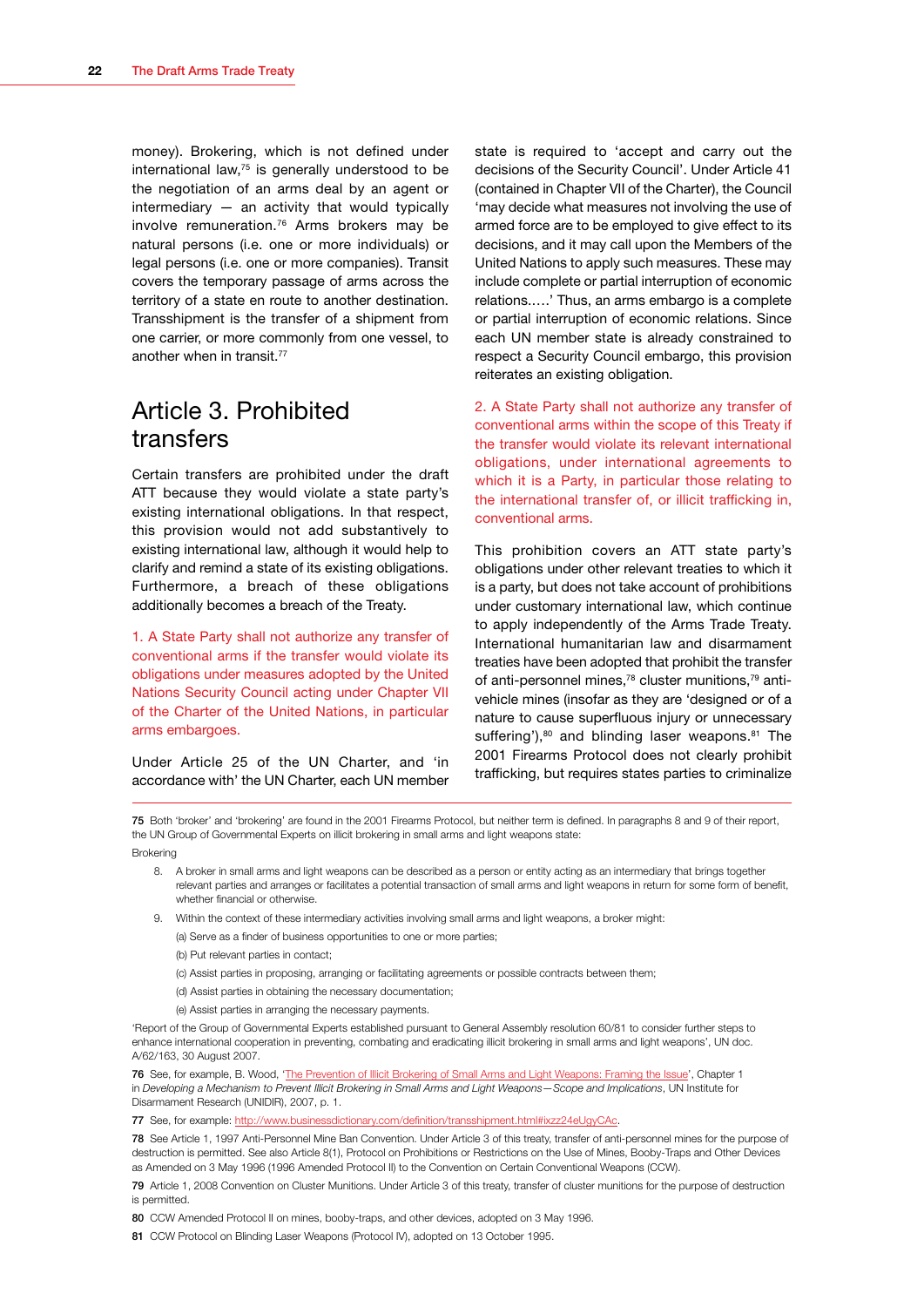money). Brokering, which is not defined under international law,[75] is generally understood to be the negotiation of an arms deal by an agent or intermediary — an activity that would typically involve remuneration.[76] Arms brokers may be natural persons (i.e. one or more individuals) or legal persons (i.e. one or more companies). Transit covers the temporary passage of arms across the territory of a state en route to another destination. Transshipment is the transfer of a shipment from one carrier, or more commonly from one vessel, to another when in transit.[77]

## Article 3. Prohibited transfers

Certain transfers are prohibited under the draft ATT because they would violate a state party's existing international obligations. In that respect, this provision would not add substantively to existing international law, although it would help to clarify and remind a state of its existing obligations. Furthermore, a breach of these obligations additionally becomes a breach of the Treaty.

1. A State Party shall not authorize any transfer of conventional arms if the transfer would violate its obligations under measures adopted by the United Nations Security Council acting under Chapter VII of the Charter of the United Nations, in particular arms embargoes.

Under Article 25 of the UN Charter, and 'in accordance with' the UN Charter, each UN member state is required to 'accept and carry out the decisions of the Security Council'. Under Article 41 (contained in Chapter VII of the Charter), the Council 'may decide what measures not involving the use of armed force are to be employed to give effect to its decisions, and it may call upon the Members of the United Nations to apply such measures. These may include complete or partial interruption of economic relations.….' Thus, an arms embargo is a complete or partial interruption of economic relations. Since each UN member state is already constrained to respect a Security Council embargo, this provision reiterates an existing obligation.

2. A State Party shall not authorize any transfer of conventional arms within the scope of this Treaty if the transfer would violate its relevant international obligations, under international agreements to which it is a Party, in particular those relating to the international transfer of, or illicit trafficking in, conventional arms.

This prohibition covers an ATT state party's obligations under other relevant treaties to which it is a party, but does not take account of prohibitions under customary international law, which continue to apply independently of the Arms Trade Treaty. International humanitarian law and disarmament treaties have been adopted that prohibit the transfer of anti-personnel mines,[78] cluster munitions,[79] anti-vehicle mines (insofar as they are 'designed or of a nature to cause superfluous injury or unnecessary suffering'),[80] and blinding laser weapons.[81] The 2001 Firearms Protocol does not clearly prohibit trafficking, but requires states parties to criminalize

---

75 Both 'broker' and 'brokering' are found in the 2001 Firearms Protocol, but neither term is defined. In paragraphs 8 and 9 of their report, the UN Group of Governmental Experts on illicit brokering in small arms and light weapons state:

Brokering

8. A broker in small arms and light weapons can be described as a person or entity acting as an intermediary that brings together relevant parties and arranges or facilitates a potential transaction of small arms and light weapons in return for some form of benefit, whether financial or otherwise.

9. Within the context of these intermediary activities involving small arms and light weapons, a broker might:

(a) Serve as a finder of business opportunities to one or more parties;

(b) Put relevant parties in contact;

(c) Assist parties in proposing, arranging or facilitating agreements or possible contracts between them;

(d) Assist parties in obtaining the necessary documentation;

(e) Assist parties in arranging the necessary payments.

'Report of the Group of Governmental Experts established pursuant to General Assembly resolution 60/81 to consider further steps to enhance international cooperation in preventing, combating and eradicating illicit brokering in small arms and light weapons', UN doc. A/62/163, 30 August 2007.

76 See, for example, B. Wood, 'The Prevention of Illicit Brokering of Small Arms and Light Weapons: Framing the Issue', Chapter 1 in *Developing a Mechanism to Prevent Illicit Brokering in Small Arms and Light Weapons—Scope and Implications*, UN Institute for Disarmament Research (UNIDIR), 2007, p. 1.

77 See, for example: http://www.businessdictionary.com/definition/transshipment.html#ixzz24eUgyCAc.

78 See Article 1, 1997 Anti-Personnel Mine Ban Convention. Under Article 3 of this treaty, transfer of anti-personnel mines for the purpose of destruction is permitted. See also Article 8(1), Protocol on Prohibitions or Restrictions on the Use of Mines, Booby-Traps and Other Devices as Amended on 3 May 1996 (1996 Amended Protocol II) to the Convention on Certain Conventional Weapons (CCW).

79 Article 1, 2008 Convention on Cluster Munitions. Under Article 3 of this treaty, transfer of cluster munitions for the purpose of destruction is permitted.

80 CCW Amended Protocol II on mines, booby-traps, and other devices, adopted on 3 May 1996.

81 CCW Protocol on Blinding Laser Weapons (Protocol IV), adopted on 13 October 1995.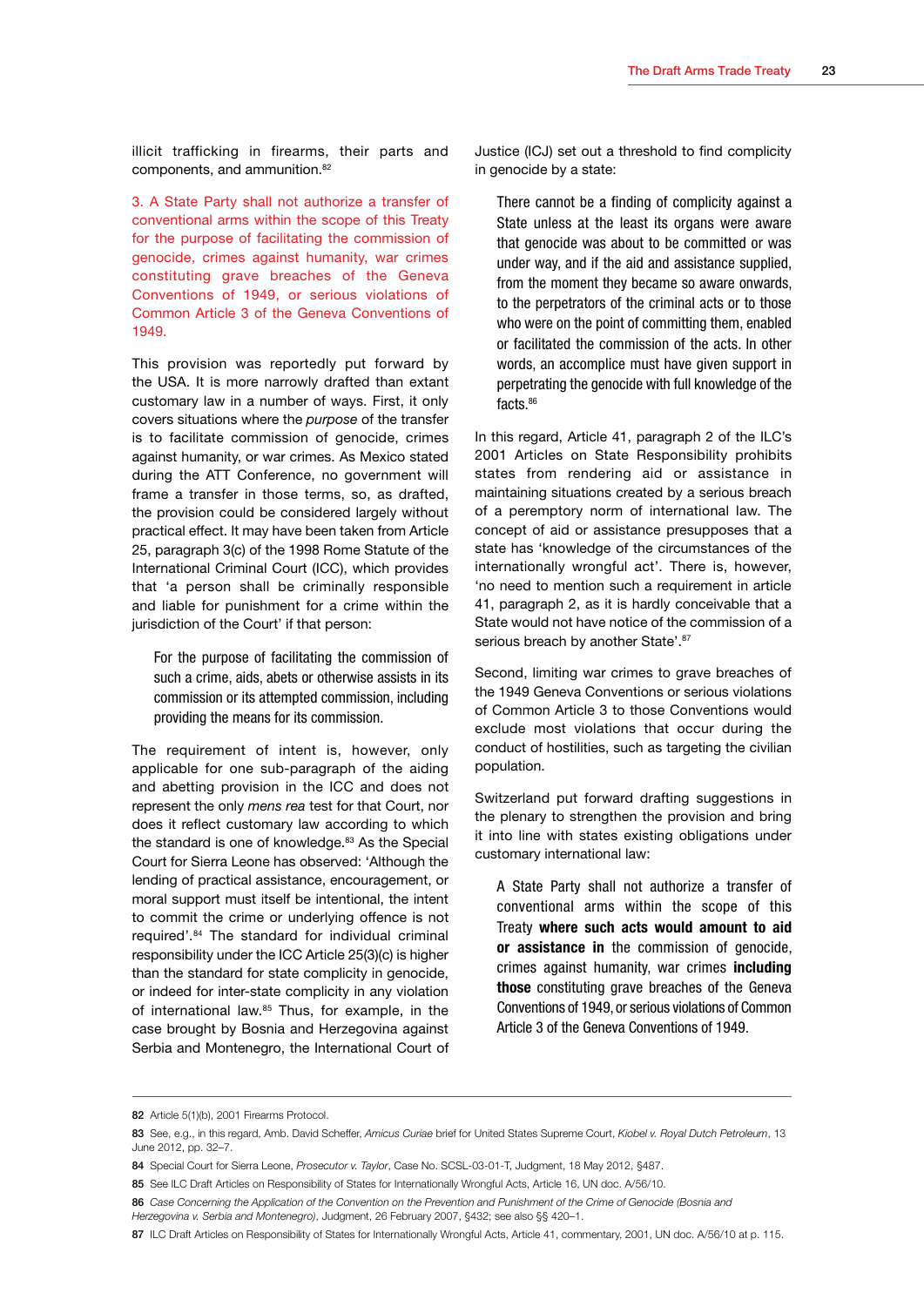illicit trafficking in firearms, their parts and components, and ammunition.[82]

3. A State Party shall not authorize a transfer of conventional arms within the scope of this Treaty for the purpose of facilitating the commission of genocide, crimes against humanity, war crimes constituting grave breaches of the Geneva Conventions of 1949, or serious violations of Common Article 3 of the Geneva Conventions of 1949.

This provision was reportedly put forward by the USA. It is more narrowly drafted than extant customary law in a number of ways. First, it only covers situations where the *purpose* of the transfer is to facilitate commission of genocide, crimes against humanity, or war crimes. As Mexico stated during the ATT Conference, no government will frame a transfer in those terms, so, as drafted, the provision could be considered largely without practical effect. It may have been taken from Article 25, paragraph 3(c) of the 1998 Rome Statute of the International Criminal Court (ICC), which provides that 'a person shall be criminally responsible and liable for punishment for a crime within the jurisdiction of the Court' if that person:

> For the purpose of facilitating the commission of such a crime, aids, abets or otherwise assists in its commission or its attempted commission, including providing the means for its commission.

The requirement of intent is, however, only applicable for one sub-paragraph of the aiding and abetting provision in the ICC and does not represent the only *mens rea* test for that Court, nor does it reflect customary law according to which the standard is one of knowledge.[83] As the Special Court for Sierra Leone has observed: 'Although the lending of practical assistance, encouragement, or moral support must itself be intentional, the intent to commit the crime or underlying offence is not required'.[84] The standard for individual criminal responsibility under the ICC Article 25(3)(c) is higher than the standard for state complicity in genocide, or indeed for inter-state complicity in any violation of international law.[85] Thus, for example, in the case brought by Bosnia and Herzegovina against Serbia and Montenegro, the International Court of Justice (ICJ) set out a threshold to find complicity in genocide by a state:

> There cannot be a finding of complicity against a State unless at the least its organs were aware that genocide was about to be committed or was under way, and if the aid and assistance supplied, from the moment they became so aware onwards, to the perpetrators of the criminal acts or to those who were on the point of committing them, enabled or facilitated the commission of the acts. In other words, an accomplice must have given support in perpetrating the genocide with full knowledge of the facts.[86]

In this regard, Article 41, paragraph 2 of the ILC's 2001 Articles on State Responsibility prohibits states from rendering aid or assistance in maintaining situations created by a serious breach of a peremptory norm of international law. The concept of aid or assistance presupposes that a state has 'knowledge of the circumstances of the internationally wrongful act'. There is, however, 'no need to mention such a requirement in article 41, paragraph 2, as it is hardly conceivable that a State would not have notice of the commission of a serious breach by another State'.[87]

Second, limiting war crimes to grave breaches of the 1949 Geneva Conventions or serious violations of Common Article 3 to those Conventions would exclude most violations that occur during the conduct of hostilities, such as targeting the civilian population.

Switzerland put forward drafting suggestions in the plenary to strengthen the provision and bring it into line with states existing obligations under customary international law:

> A State Party shall not authorize a transfer of conventional arms within the scope of this Treaty **where such acts would amount to aid or assistance in** the commission of genocide, crimes against humanity, war crimes **including those** constituting grave breaches of the Geneva Conventions of 1949, or serious violations of Common Article 3 of the Geneva Conventions of 1949.

---

82 Article 5(1)(b), 2001 Firearms Protocol.

83 See, e.g., in this regard, Amb. David Scheffer, *Amicus Curiae* brief for United States Supreme Court, *Kiobel v. Royal Dutch Petroleum*, 13 June 2012, pp. 32–7.

84 Special Court for Sierra Leone, *Prosecutor v. Taylor*, Case No. SCSL-03-01-T, Judgment, 18 May 2012, §487.

85 See ILC Draft Articles on Responsibility of States for Internationally Wrongful Acts, Article 16, UN doc. A/56/10.

86 *Case Concerning the Application of the Convention on the Prevention and Punishment of the Crime of Genocide (Bosnia and Herzegovina v. Serbia and Montenegro)*, Judgment, 26 February 2007, §432; see also §§ 420–1.

87 ILC Draft Articles on Responsibility of States for Internationally Wrongful Acts, Article 41, commentary, 2001, UN doc. A/56/10 at p. 115.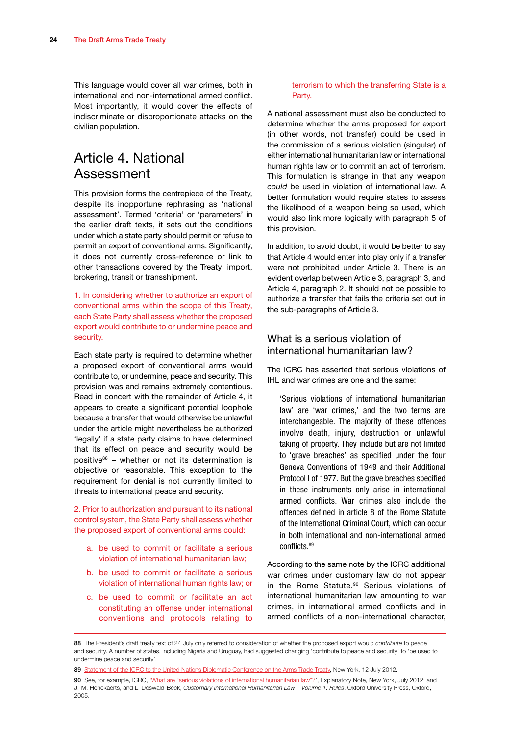This language would cover all war crimes, both in international and non-international armed conflict. Most importantly, it would cover the effects of indiscriminate or disproportionate attacks on the civilian population.

## Article 4. National Assessment

This provision forms the centrepiece of the Treaty, despite its inopportune rephrasing as 'national assessment'. Termed 'criteria' or 'parameters' in the earlier draft texts, it sets out the conditions under which a state party should permit or refuse to permit an export of conventional arms. Significantly, it does not currently cross-reference or link to other transactions covered by the Treaty: import, brokering, transit or transshipment.

1. In considering whether to authorize an export of conventional arms within the scope of this Treaty, each State Party shall assess whether the proposed export would contribute to or undermine peace and security.

Each state party is required to determine whether a proposed export of conventional arms would contribute to, or undermine, peace and security. This provision was and remains extremely contentious. Read in concert with the remainder of Article 4, it appears to create a significant potential loophole because a transfer that would otherwise be unlawful under the article might nevertheless be authorized 'legally' if a state party claims to have determined that its effect on peace and security would be positive[88] – whether or not its determination is objective or reasonable. This exception to the requirement for denial is not currently limited to threats to international peace and security.

2. Prior to authorization and pursuant to its national control system, the State Party shall assess whether the proposed export of conventional arms could:

   a. be used to commit or facilitate a serious violation of international humanitarian law;

   b. be used to commit or facilitate a serious violation of international human rights law; or

   c. be used to commit or facilitate an act constituting an offense under international conventions and protocols relating to terrorism to which the transferring State is a Party.

A national assessment must also be conducted to determine whether the arms proposed for export (in other words, not transfer) could be used in the commission of a serious violation (singular) of either international humanitarian law or international human rights law or to commit an act of terrorism. This formulation is strange in that any weapon *could* be used in violation of international law. A better formulation would require states to assess the likelihood of a weapon being so used, which would also link more logically with paragraph 5 of this provision.

In addition, to avoid doubt, it would be better to say that Article 4 would enter into play only if a transfer were not prohibited under Article 3. There is an evident overlap between Article 3, paragraph 3, and Article 4, paragraph 2. It should not be possible to authorize a transfer that fails the criteria set out in the sub-paragraphs of Article 3.

### What is a serious violation of international humanitarian law?

The ICRC has asserted that serious violations of IHL and war crimes are one and the same:

> 'Serious violations of international humanitarian law' are 'war crimes,' and the two terms are interchangeable. The majority of these offences involve death, injury, destruction or unlawful taking of property. They include but are not limited to 'grave breaches' as specified under the four Geneva Conventions of 1949 and their Additional Protocol I of 1977. But the grave breaches specified in these instruments only arise in international armed conflicts. War crimes also include the offences defined in article 8 of the Rome Statute of the International Criminal Court, which can occur in both international and non-international armed conflicts.[89]

According to the same note by the ICRC additional war crimes under customary law do not appear in the Rome Statute.[90] Serious violations of international humanitarian law amounting to war crimes, in international armed conflicts and in armed conflicts of a non-international character,

---

[88] The President's draft treaty text of 24 July only referred to consideration of whether the proposed export would *contribute* to peace and security. A number of states, including Nigeria and Uruguay, had suggested changing 'contribute to peace and security' to 'be used to undermine peace and security'.

[89] Statement of the ICRC to the United Nations Diplomatic Conference on the Arms Trade Treaty, New York, 12 July 2012.

[90] See, for example, ICRC, 'What are "serious violations of international humanitarian law"?', Explanatory Note, New York, July 2012; and J.-M. Henckaerts, and L. Doswald-Beck, *Customary International Humanitarian Law – Volume 1: Rules*, Oxford University Press, Oxford, 2005.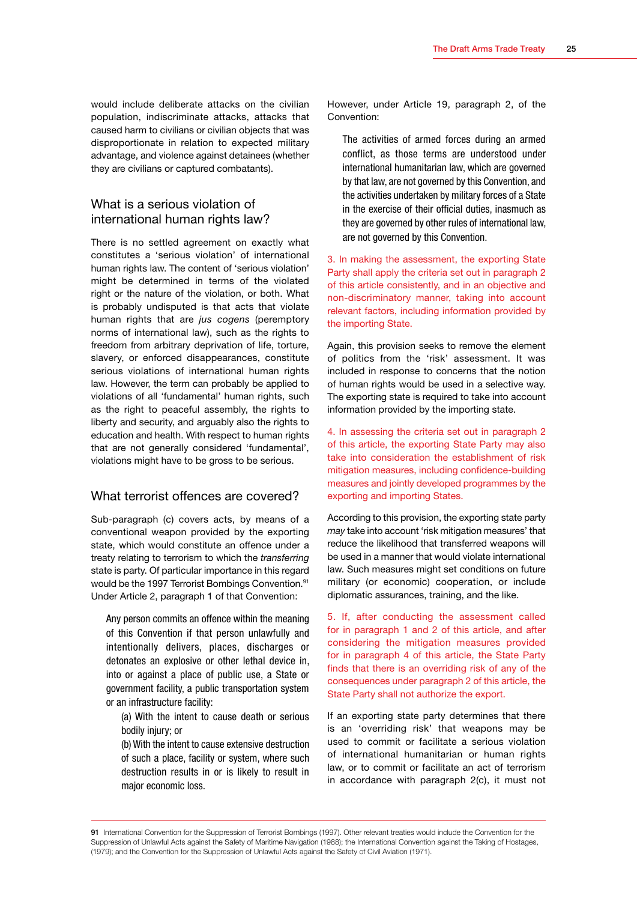would include deliberate attacks on the civilian population, indiscriminate attacks, attacks that caused harm to civilians or civilian objects that was disproportionate in relation to expected military advantage, and violence against detainees (whether they are civilians or captured combatants).

## What is a serious violation of international human rights law?

There is no settled agreement on exactly what constitutes a 'serious violation' of international human rights law. The content of 'serious violation' might be determined in terms of the violated right or the nature of the violation, or both. What is probably undisputed is that acts that violate human rights that are *jus cogens* (peremptory norms of international law), such as the rights to freedom from arbitrary deprivation of life, torture, slavery, or enforced disappearances, constitute serious violations of international human rights law. However, the term can probably be applied to violations of all 'fundamental' human rights, such as the right to peaceful assembly, the rights to liberty and security, and arguably also the rights to education and health. With respect to human rights that are not generally considered 'fundamental', violations might have to be gross to be serious.

## What terrorist offences are covered?

Sub-paragraph (c) covers acts, by means of a conventional weapon provided by the exporting state, which would constitute an offence under a treaty relating to terrorism to which the *transferring* state is party. Of particular importance in this regard would be the 1997 Terrorist Bombings Convention.[91] Under Article 2, paragraph 1 of that Convention:

> Any person commits an offence within the meaning of this Convention if that person unlawfully and intentionally delivers, places, discharges or detonates an explosive or other lethal device in, into or against a place of public use, a State or government facility, a public transportation system or an infrastructure facility:
>
> (a) With the intent to cause death or serious bodily injury; or
>
> (b) With the intent to cause extensive destruction of such a place, facility or system, where such destruction results in or is likely to result in major economic loss.

However, under Article 19, paragraph 2, of the Convention:

> The activities of armed forces during an armed conflict, as those terms are understood under international humanitarian law, which are governed by that law, are not governed by this Convention, and the activities undertaken by military forces of a State in the exercise of their official duties, inasmuch as they are governed by other rules of international law, are not governed by this Convention.

3. In making the assessment, the exporting State Party shall apply the criteria set out in paragraph 2 of this article consistently, and in an objective and non-discriminatory manner, taking into account relevant factors, including information provided by the importing State.

Again, this provision seeks to remove the element of politics from the 'risk' assessment. It was included in response to concerns that the notion of human rights would be used in a selective way. The exporting state is required to take into account information provided by the importing state.

4. In assessing the criteria set out in paragraph 2 of this article, the exporting State Party may also take into consideration the establishment of risk mitigation measures, including confidence-building measures and jointly developed programmes by the exporting and importing States.

According to this provision, the exporting state party *may* take into account 'risk mitigation measures' that reduce the likelihood that transferred weapons will be used in a manner that would violate international law. Such measures might set conditions on future military (or economic) cooperation, or include diplomatic assurances, training, and the like.

5. If, after conducting the assessment called for in paragraph 1 and 2 of this article, and after considering the mitigation measures provided for in paragraph 4 of this article, the State Party finds that there is an overriding risk of any of the consequences under paragraph 2 of this article, the State Party shall not authorize the export.

If an exporting state party determines that there is an 'overriding risk' that weapons may be used to commit or facilitate a serious violation of international humanitarian or human rights law, or to commit or facilitate an act of terrorism in accordance with paragraph 2(c), it must not

---

91 International Convention for the Suppression of Terrorist Bombings (1997). Other relevant treaties would include the Convention for the Suppression of Unlawful Acts against the Safety of Maritime Navigation (1988); the International Convention against the Taking of Hostages, (1979); and the Convention for the Suppression of Unlawful Acts against the Safety of Civil Aviation (1971).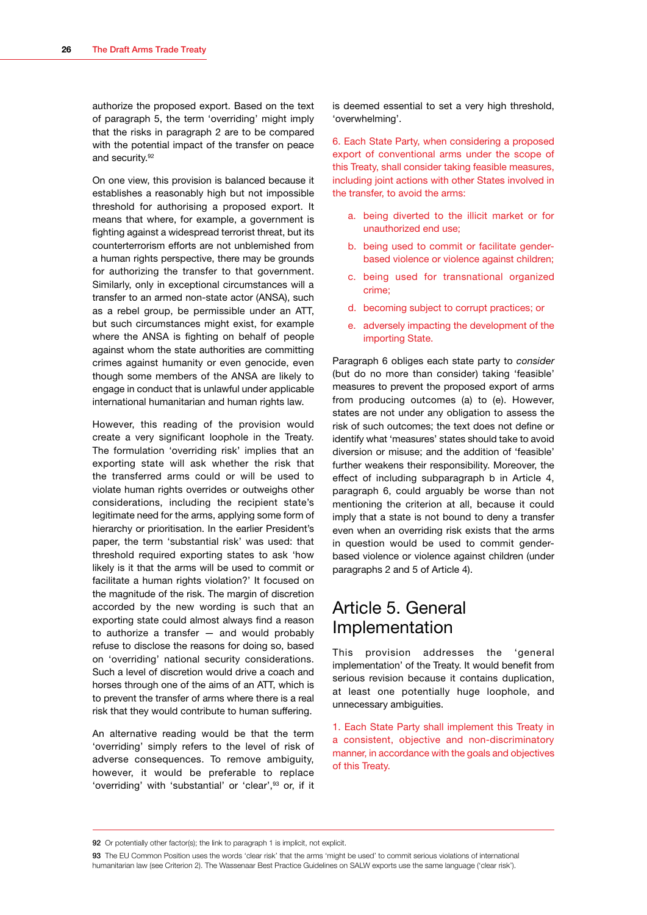authorize the proposed export. Based on the text of paragraph 5, the term 'overriding' might imply that the risks in paragraph 2 are to be compared with the potential impact of the transfer on peace and security.[92]

On one view, this provision is balanced because it establishes a reasonably high but not impossible threshold for authorising a proposed export. It means that where, for example, a government is fighting against a widespread terrorist threat, but its counterterrorism efforts are not unblemished from a human rights perspective, there may be grounds for authorizing the transfer to that government. Similarly, only in exceptional circumstances will a transfer to an armed non-state actor (ANSA), such as a rebel group, be permissible under an ATT, but such circumstances might exist, for example where the ANSA is fighting on behalf of people against whom the state authorities are committing crimes against humanity or even genocide, even though some members of the ANSA are likely to engage in conduct that is unlawful under applicable international humanitarian and human rights law.

However, this reading of the provision would create a very significant loophole in the Treaty. The formulation 'overriding risk' implies that an exporting state will ask whether the risk that the transferred arms could or will be used to violate human rights overrides or outweighs other considerations, including the recipient state's legitimate need for the arms, applying some form of hierarchy or prioritisation. In the earlier President's paper, the term 'substantial risk' was used: that threshold required exporting states to ask 'how likely is it that the arms will be used to commit or facilitate a human rights violation?' It focused on the magnitude of the risk. The margin of discretion accorded by the new wording is such that an exporting state could almost always find a reason to authorize a transfer — and would probably refuse to disclose the reasons for doing so, based on 'overriding' national security considerations. Such a level of discretion would drive a coach and horses through one of the aims of an ATT, which is to prevent the transfer of arms where there is a real risk that they would contribute to human suffering.

An alternative reading would be that the term 'overriding' simply refers to the level of risk of adverse consequences. To remove ambiguity, however, it would be preferable to replace 'overriding' with 'substantial' or 'clear',[93] or, if it is deemed essential to set a very high threshold, 'overwhelming'.

6. Each State Party, when considering a proposed export of conventional arms under the scope of this Treaty, shall consider taking feasible measures, including joint actions with other States involved in the transfer, to avoid the arms:

a. being diverted to the illicit market or for unauthorized end use;

b. being used to commit or facilitate gender-based violence or violence against children;

c. being used for transnational organized crime;

d. becoming subject to corrupt practices; or

e. adversely impacting the development of the importing State.

Paragraph 6 obliges each state party to *consider* (but do no more than consider) taking 'feasible' measures to prevent the proposed export of arms from producing outcomes (a) to (e). However, states are not under any obligation to assess the risk of such outcomes; the text does not define or identify what 'measures' states should take to avoid diversion or misuse; and the addition of 'feasible' further weakens their responsibility. Moreover, the effect of including subparagraph b in Article 4, paragraph 6, could arguably be worse than not mentioning the criterion at all, because it could imply that a state is not bound to deny a transfer even when an overriding risk exists that the arms in question would be used to commit gender-based violence or violence against children (under paragraphs 2 and 5 of Article 4).

## Article 5. General Implementation

This provision addresses the 'general implementation' of the Treaty. It would benefit from serious revision because it contains duplication, at least one potentially huge loophole, and unnecessary ambiguities.

1. Each State Party shall implement this Treaty in a consistent, objective and non-discriminatory manner, in accordance with the goals and objectives of this Treaty.

---

92 Or potentially other factor(s); the link to paragraph 1 is implicit, not explicit.

93 The EU Common Position uses the words 'clear risk' that the arms 'might be used' to commit serious violations of international humanitarian law (see Criterion 2). The Wassenaar Best Practice Guidelines on SALW exports use the same language ('clear risk').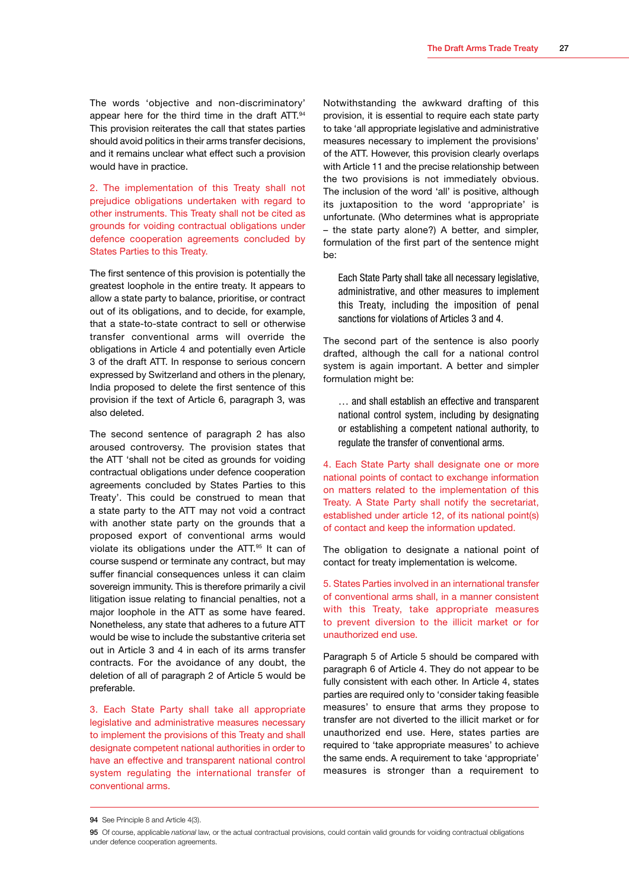The words 'objective and non-discriminatory' appear here for the third time in the draft ATT.[94] This provision reiterates the call that states parties should avoid politics in their arms transfer decisions, and it remains unclear what effect such a provision would have in practice.

2. The implementation of this Treaty shall not prejudice obligations undertaken with regard to other instruments. This Treaty shall not be cited as grounds for voiding contractual obligations under defence cooperation agreements concluded by States Parties to this Treaty.

The first sentence of this provision is potentially the greatest loophole in the entire treaty. It appears to allow a state party to balance, prioritise, or contract out of its obligations, and to decide, for example, that a state-to-state contract to sell or otherwise transfer conventional arms will override the obligations in Article 4 and potentially even Article 3 of the draft ATT. In response to serious concern expressed by Switzerland and others in the plenary, India proposed to delete the first sentence of this provision if the text of Article 6, paragraph 3, was also deleted.

The second sentence of paragraph 2 has also aroused controversy. The provision states that the ATT 'shall not be cited as grounds for voiding contractual obligations under defence cooperation agreements concluded by States Parties to this Treaty'. This could be construed to mean that a state party to the ATT may not void a contract with another state party on the grounds that a proposed export of conventional arms would violate its obligations under the ATT.[95] It can of course suspend or terminate any contract, but may suffer financial consequences unless it can claim sovereign immunity. This is therefore primarily a civil litigation issue relating to financial penalties, not a major loophole in the ATT as some have feared. Nonetheless, any state that adheres to a future ATT would be wise to include the substantive criteria set out in Article 3 and 4 in each of its arms transfer contracts. For the avoidance of any doubt, the deletion of all of paragraph 2 of Article 5 would be preferable.

3. Each State Party shall take all appropriate legislative and administrative measures necessary to implement the provisions of this Treaty and shall designate competent national authorities in order to have an effective and transparent national control system regulating the international transfer of conventional arms.

Notwithstanding the awkward drafting of this provision, it is essential to require each state party to take 'all appropriate legislative and administrative measures necessary to implement the provisions' of the ATT. However, this provision clearly overlaps with Article 11 and the precise relationship between the two provisions is not immediately obvious. The inclusion of the word 'all' is positive, although its juxtaposition to the word 'appropriate' is unfortunate. (Who determines what is appropriate – the state party alone?) A better, and simpler, formulation of the first part of the sentence might be:

> Each State Party shall take all necessary legislative, administrative, and other measures to implement this Treaty, including the imposition of penal sanctions for violations of Articles 3 and 4.

The second part of the sentence is also poorly drafted, although the call for a national control system is again important. A better and simpler formulation might be:

> … and shall establish an effective and transparent national control system, including by designating or establishing a competent national authority, to regulate the transfer of conventional arms.

4. Each State Party shall designate one or more national points of contact to exchange information on matters related to the implementation of this Treaty. A State Party shall notify the secretariat, established under article 12, of its national point(s) of contact and keep the information updated.

The obligation to designate a national point of contact for treaty implementation is welcome.

5. States Parties involved in an international transfer of conventional arms shall, in a manner consistent with this Treaty, take appropriate measures to prevent diversion to the illicit market or for unauthorized end use.

Paragraph 5 of Article 5 should be compared with paragraph 6 of Article 4. They do not appear to be fully consistent with each other. In Article 4, states parties are required only to 'consider taking feasible measures' to ensure that arms they propose to transfer are not diverted to the illicit market or for unauthorized end use. Here, states parties are required to 'take appropriate measures' to achieve the same ends. A requirement to take 'appropriate' measures is stronger than a requirement to

---

94 See Principle 8 and Article 4(3).

95 Of course, applicable *national* law, or the actual contractual provisions, could contain valid grounds for voiding contractual obligations under defence cooperation agreements.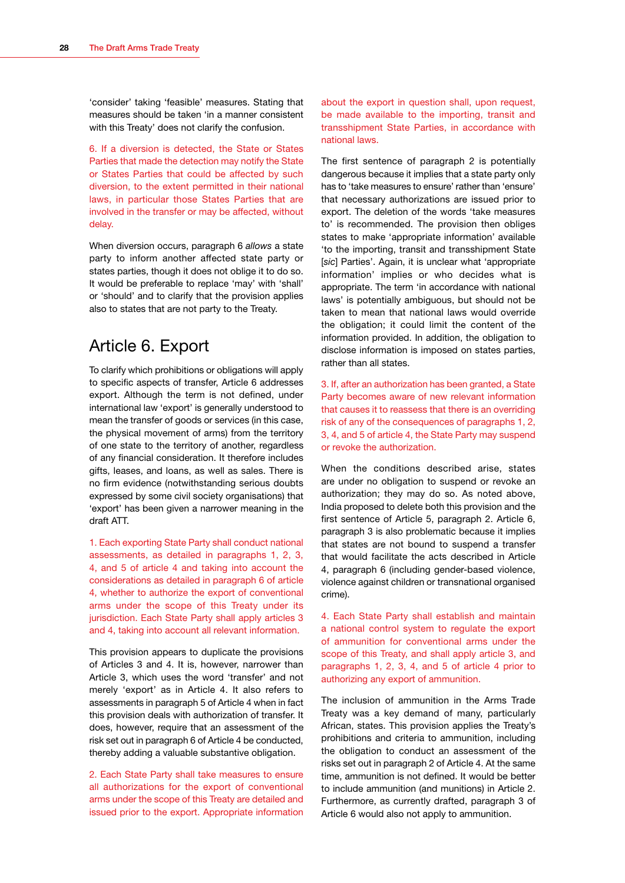'consider' taking 'feasible' measures. Stating that measures should be taken 'in a manner consistent with this Treaty' does not clarify the confusion.

6. If a diversion is detected, the State or States Parties that made the detection may notify the State or States Parties that could be affected by such diversion, to the extent permitted in their national laws, in particular those States Parties that are involved in the transfer or may be affected, without delay.

When diversion occurs, paragraph 6 *allows* a state party to inform another affected state party or states parties, though it does not oblige it to do so. It would be preferable to replace 'may' with 'shall' or 'should' and to clarify that the provision applies also to states that are not party to the Treaty.

## Article 6. Export

To clarify which prohibitions or obligations will apply to specific aspects of transfer, Article 6 addresses export. Although the term is not defined, under international law 'export' is generally understood to mean the transfer of goods or services (in this case, the physical movement of arms) from the territory of one state to the territory of another, regardless of any financial consideration. It therefore includes gifts, leases, and loans, as well as sales. There is no firm evidence (notwithstanding serious doubts expressed by some civil society organisations) that 'export' has been given a narrower meaning in the draft ATT.

1. Each exporting State Party shall conduct national assessments, as detailed in paragraphs 1, 2, 3, 4, and 5 of article 4 and taking into account the considerations as detailed in paragraph 6 of article 4, whether to authorize the export of conventional arms under the scope of this Treaty under its jurisdiction. Each State Party shall apply articles 3 and 4, taking into account all relevant information.

This provision appears to duplicate the provisions of Articles 3 and 4. It is, however, narrower than Article 3, which uses the word 'transfer' and not merely 'export' as in Article 4. It also refers to assessments in paragraph 5 of Article 4 when in fact this provision deals with authorization of transfer. It does, however, require that an assessment of the risk set out in paragraph 6 of Article 4 be conducted, thereby adding a valuable substantive obligation.

2. Each State Party shall take measures to ensure all authorizations for the export of conventional arms under the scope of this Treaty are detailed and issued prior to the export. Appropriate information about the export in question shall, upon request, be made available to the importing, transit and transshipment State Parties, in accordance with national laws.

The first sentence of paragraph 2 is potentially dangerous because it implies that a state party only has to 'take measures to ensure' rather than 'ensure' that necessary authorizations are issued prior to export. The deletion of the words 'take measures to' is recommended. The provision then obliges states to make 'appropriate information' available 'to the importing, transit and transshipment State [*sic*] Parties'. Again, it is unclear what 'appropriate information' implies or who decides what is appropriate. The term 'in accordance with national laws' is potentially ambiguous, but should not be taken to mean that national laws would override the obligation; it could limit the content of the information provided. In addition, the obligation to disclose information is imposed on states parties, rather than all states.

3. If, after an authorization has been granted, a State Party becomes aware of new relevant information that causes it to reassess that there is an overriding risk of any of the consequences of paragraphs 1, 2, 3, 4, and 5 of article 4, the State Party may suspend or revoke the authorization.

When the conditions described arise, states are under no obligation to suspend or revoke an authorization; they may do so. As noted above, India proposed to delete both this provision and the first sentence of Article 5, paragraph 2. Article 6, paragraph 3 is also problematic because it implies that states are not bound to suspend a transfer that would facilitate the acts described in Article 4, paragraph 6 (including gender-based violence, violence against children or transnational organised crime).

4. Each State Party shall establish and maintain a national control system to regulate the export of ammunition for conventional arms under the scope of this Treaty, and shall apply article 3, and paragraphs 1, 2, 3, 4, and 5 of article 4 prior to authorizing any export of ammunition.

The inclusion of ammunition in the Arms Trade Treaty was a key demand of many, particularly African, states. This provision applies the Treaty's prohibitions and criteria to ammunition, including the obligation to conduct an assessment of the risks set out in paragraph 2 of Article 4. At the same time, ammunition is not defined. It would be better to include ammunition (and munitions) in Article 2. Furthermore, as currently drafted, paragraph 3 of Article 6 would also not apply to ammunition.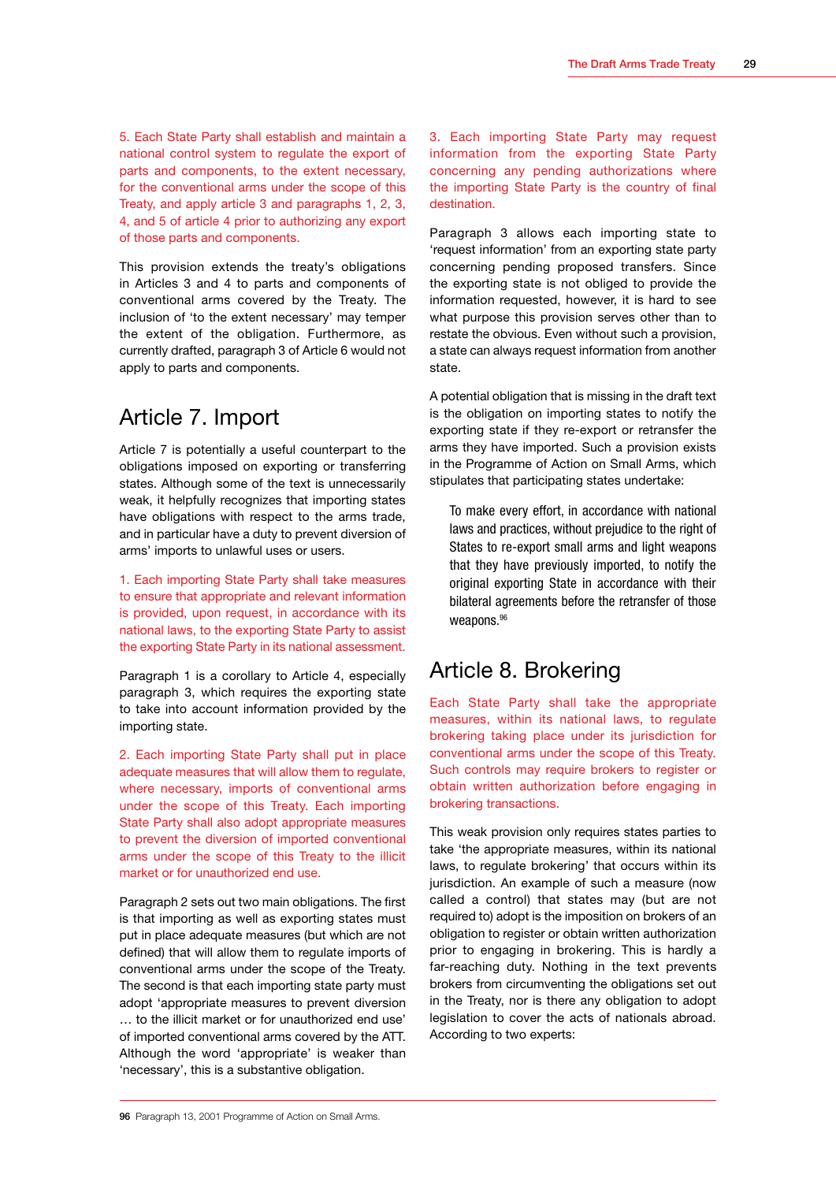5. Each State Party shall establish and maintain a national control system to regulate the export of parts and components, to the extent necessary, for the conventional arms under the scope of this Treaty, and apply article 3 and paragraphs 1, 2, 3, 4, and 5 of article 4 prior to authorizing any export of those parts and components.

This provision extends the treaty's obligations in Articles 3 and 4 to parts and components of conventional arms covered by the Treaty. The inclusion of 'to the extent necessary' may temper the extent of the obligation. Furthermore, as currently drafted, paragraph 3 of Article 6 would not apply to parts and components.

## Article 7. Import

Article 7 is potentially a useful counterpart to the obligations imposed on exporting or transferring states. Although some of the text is unnecessarily weak, it helpfully recognizes that importing states have obligations with respect to the arms trade, and in particular have a duty to prevent diversion of arms' imports to unlawful uses or users.

1. Each importing State Party shall take measures to ensure that appropriate and relevant information is provided, upon request, in accordance with its national laws, to the exporting State Party to assist the exporting State Party in its national assessment.

Paragraph 1 is a corollary to Article 4, especially paragraph 3, which requires the exporting state to take into account information provided by the importing state.

2. Each importing State Party shall put in place adequate measures that will allow them to regulate, where necessary, imports of conventional arms under the scope of this Treaty. Each importing State Party shall also adopt appropriate measures to prevent the diversion of imported conventional arms under the scope of this Treaty to the illicit market or for unauthorized end use.

Paragraph 2 sets out two main obligations. The first is that importing as well as exporting states must put in place adequate measures (but which are not defined) that will allow them to regulate imports of conventional arms under the scope of the Treaty. The second is that each importing state party must adopt 'appropriate measures to prevent diversion … to the illicit market or for unauthorized end use' of imported conventional arms covered by the ATT. Although the word 'appropriate' is weaker than 'necessary', this is a substantive obligation.

3. Each importing State Party may request information from the exporting State Party concerning any pending authorizations where the importing State Party is the country of final destination.

Paragraph 3 allows each importing state to 'request information' from an exporting state party concerning pending proposed transfers. Since the exporting state is not obliged to provide the information requested, however, it is hard to see what purpose this provision serves other than to restate the obvious. Even without such a provision, a state can always request information from another state.

A potential obligation that is missing in the draft text is the obligation on importing states to notify the exporting state if they re-export or retransfer the arms they have imported. Such a provision exists in the Programme of Action on Small Arms, which stipulates that participating states undertake:

> To make every effort, in accordance with national laws and practices, without prejudice to the right of States to re-export small arms and light weapons that they have previously imported, to notify the original exporting State in accordance with their bilateral agreements before the retransfer of those weapons.[96]

## Article 8. Brokering

Each State Party shall take the appropriate measures, within its national laws, to regulate brokering taking place under its jurisdiction for conventional arms under the scope of this Treaty. Such controls may require brokers to register or obtain written authorization before engaging in brokering transactions.

This weak provision only requires states parties to take 'the appropriate measures, within its national laws, to regulate brokering' that occurs within its jurisdiction. An example of such a measure (now called a control) that states may (but are not required to) adopt is the imposition on brokers of an obligation to register or obtain written authorization prior to engaging in brokering. This is hardly a far-reaching duty. Nothing in the text prevents brokers from circumventing the obligations set out in the Treaty, nor is there any obligation to adopt legislation to cover the acts of nationals abroad. According to two experts:

96 Paragraph 13, 2001 Programme of Action on Small Arms.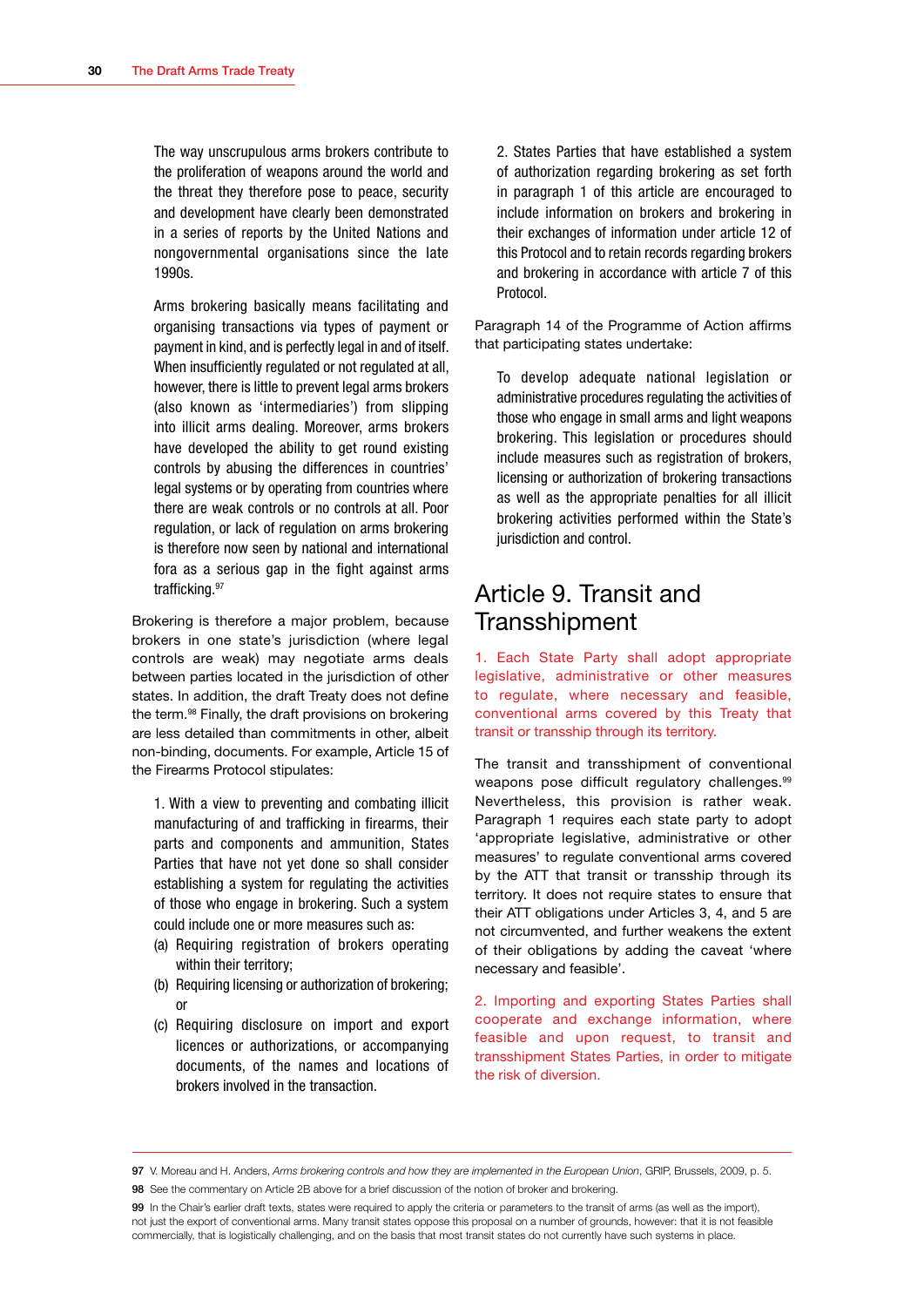> The way unscrupulous arms brokers contribute to the proliferation of weapons around the world and the threat they therefore pose to peace, security and development have clearly been demonstrated in a series of reports by the United Nations and nongovernmental organisations since the late 1990s.
>
> Arms brokering basically means facilitating and organising transactions via types of payment or payment in kind, and is perfectly legal in and of itself. When insufficiently regulated or not regulated at all, however, there is little to prevent legal arms brokers (also known as 'intermediaries') from slipping into illicit arms dealing. Moreover, arms brokers have developed the ability to get round existing controls by abusing the differences in countries' legal systems or by operating from countries where there are weak controls or no controls at all. Poor regulation, or lack of regulation on arms brokering is therefore now seen by national and international fora as a serious gap in the fight against arms trafficking.[97]

Brokering is therefore a major problem, because brokers in one state's jurisdiction (where legal controls are weak) may negotiate arms deals between parties located in the jurisdiction of other states. In addition, the draft Treaty does not define the term.[98] Finally, the draft provisions on brokering are less detailed than commitments in other, albeit non-binding, documents. For example, Article 15 of the Firearms Protocol stipulates:

> 1. With a view to preventing and combating illicit manufacturing of and trafficking in firearms, their parts and components and ammunition, States Parties that have not yet done so shall consider establishing a system for regulating the activities of those who engage in brokering. Such a system could include one or more measures such as:
>     (a) Requiring registration of brokers operating within their territory;
>     (b) Requiring licensing or authorization of brokering; or
>     (c) Requiring disclosure on import and export licences or authorizations, or accompanying documents, of the names and locations of brokers involved in the transaction.
>
> 2. States Parties that have established a system of authorization regarding brokering as set forth in paragraph 1 of this article are encouraged to include information on brokers and brokering in their exchanges of information under article 12 of this Protocol and to retain records regarding brokers and brokering in accordance with article 7 of this Protocol.

Paragraph 14 of the Programme of Action affirms that participating states undertake:

> To develop adequate national legislation or administrative procedures regulating the activities of those who engage in small arms and light weapons brokering. This legislation or procedures should include measures such as registration of brokers, licensing or authorization of brokering transactions as well as the appropriate penalties for all illicit brokering activities performed within the State's jurisdiction and control.

## Article 9. Transit and Transshipment

1. Each State Party shall adopt appropriate legislative, administrative or other measures to regulate, where necessary and feasible, conventional arms covered by this Treaty that transit or tranship through its territory.

The transit and transshipment of conventional weapons pose difficult regulatory challenges.[99] Nevertheless, this provision is rather weak. Paragraph 1 requires each state party to adopt 'appropriate legislative, administrative or other measures' to regulate conventional arms covered by the ATT that transit or tranship through its territory. It does not require states to ensure that their ATT obligations under Articles 3, 4, and 5 are not circumvented, and further weakens the extent of their obligations by adding the caveat 'where necessary and feasible'.

2. Importing and exporting States Parties shall cooperate and exchange information, where feasible and upon request, to transit and transshipment States Parties, in order to mitigate the risk of diversion.

---

97 V. Moreau and H. Anders, *Arms brokering controls and how they are implemented in the European Union*, GRIP, Brussels, 2009, p. 5.

98 See the commentary on Article 2B above for a brief discussion of the notion of broker and brokering.

99 In the Chair's earlier draft texts, states were required to apply the criteria or parameters to the transit of arms (as well as the import), not just the export of conventional arms. Many transit states oppose this proposal on a number of grounds, however: that it is not feasible commercially, that is logistically challenging, and on the basis that most transit states do not currently have such systems in place.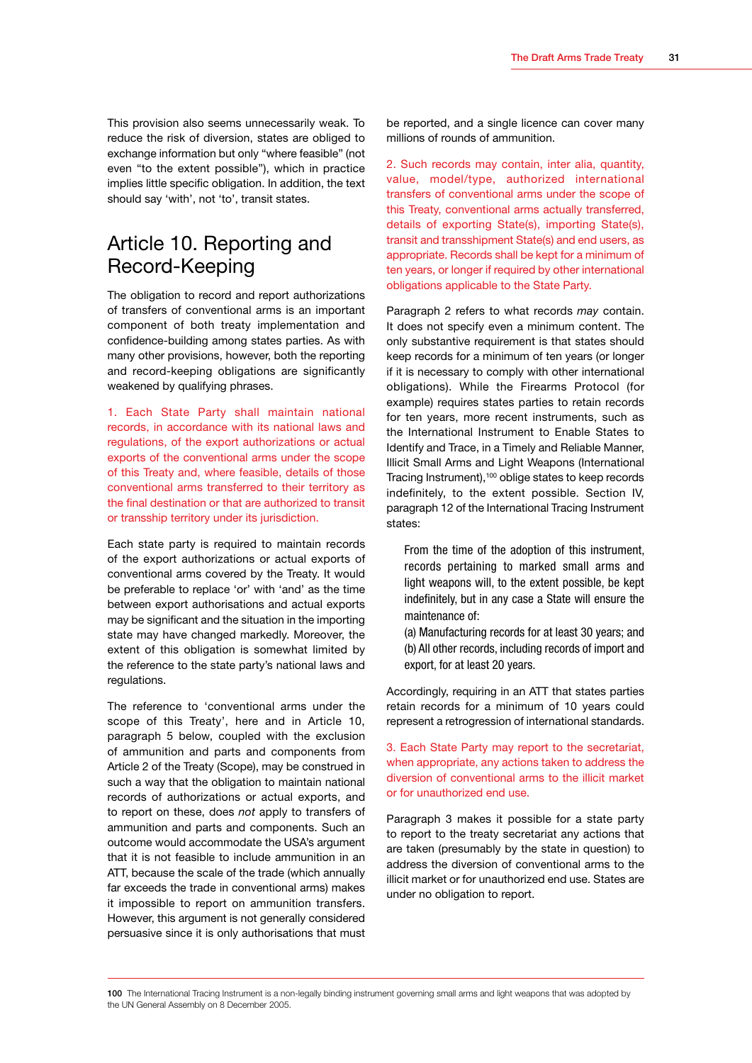This provision also seems unnecessarily weak. To reduce the risk of diversion, states are obliged to exchange information but only "where feasible" (not even "to the extent possible"), which in practice implies little specific obligation. In addition, the text should say 'with', not 'to', transit states.

## Article 10. Reporting and Record-Keeping

The obligation to record and report authorizations of transfers of conventional arms is an important component of both treaty implementation and confidence-building among states parties. As with many other provisions, however, both the reporting and record-keeping obligations are significantly weakened by qualifying phrases.

1. Each State Party shall maintain national records, in accordance with its national laws and regulations, of the export authorizations or actual exports of the conventional arms under the scope of this Treaty and, where feasible, details of those conventional arms transferred to their territory as the final destination or that are authorized to transit or transship territory under its jurisdiction.

Each state party is required to maintain records of the export authorizations or actual exports of conventional arms covered by the Treaty. It would be preferable to replace 'or' with 'and' as the time between export authorisations and actual exports may be significant and the situation in the importing state may have changed markedly. Moreover, the extent of this obligation is somewhat limited by the reference to the state party's national laws and regulations.

The reference to 'conventional arms under the scope of this Treaty', here and in Article 10, paragraph 5 below, coupled with the exclusion of ammunition and parts and components from Article 2 of the Treaty (Scope), may be construed in such a way that the obligation to maintain national records of authorizations or actual exports, and to report on these, does *not* apply to transfers of ammunition and parts and components. Such an outcome would accommodate the USA's argument that it is not feasible to include ammunition in an ATT, because the scale of the trade (which annually far exceeds the trade in conventional arms) makes it impossible to report on ammunition transfers. However, this argument is not generally considered persuasive since it is only authorisations that must be reported, and a single licence can cover many millions of rounds of ammunition.

2. Such records may contain, inter alia, quantity, value, model/type, authorized international transfers of conventional arms under the scope of this Treaty, conventional arms actually transferred, details of exporting State(s), importing State(s), transit and transshipment State(s) and end users, as appropriate. Records shall be kept for a minimum of ten years, or longer if required by other international obligations applicable to the State Party.

Paragraph 2 refers to what records *may* contain. It does not specify even a minimum content. The only substantive requirement is that states should keep records for a minimum of ten years (or longer if it is necessary to comply with other international obligations). While the Firearms Protocol (for example) requires states parties to retain records for ten years, more recent instruments, such as the International Instrument to Enable States to Identify and Trace, in a Timely and Reliable Manner, Illicit Small Arms and Light Weapons (International Tracing Instrument),[100] oblige states to keep records indefinitely, to the extent possible. Section IV, paragraph 12 of the International Tracing Instrument states:

> From the time of the adoption of this instrument, records pertaining to marked small arms and light weapons will, to the extent possible, be kept indefinitely, but in any case a State will ensure the maintenance of:
> (a) Manufacturing records for at least 30 years; and
> (b) All other records, including records of import and export, for at least 20 years.

Accordingly, requiring in an ATT that states parties retain records for a minimum of 10 years could represent a retrogression of international standards.

3. Each State Party may report to the secretariat, when appropriate, any actions taken to address the diversion of conventional arms to the illicit market or for unauthorized end use.

Paragraph 3 makes it possible for a state party to report to the treaty secretariat any actions that are taken (presumably by the state in question) to address the diversion of conventional arms to the illicit market or for unauthorized end use. States are under no obligation to report.

---

100 The International Tracing Instrument is a non-legally binding instrument governing small arms and light weapons that was adopted by the UN General Assembly on 8 December 2005.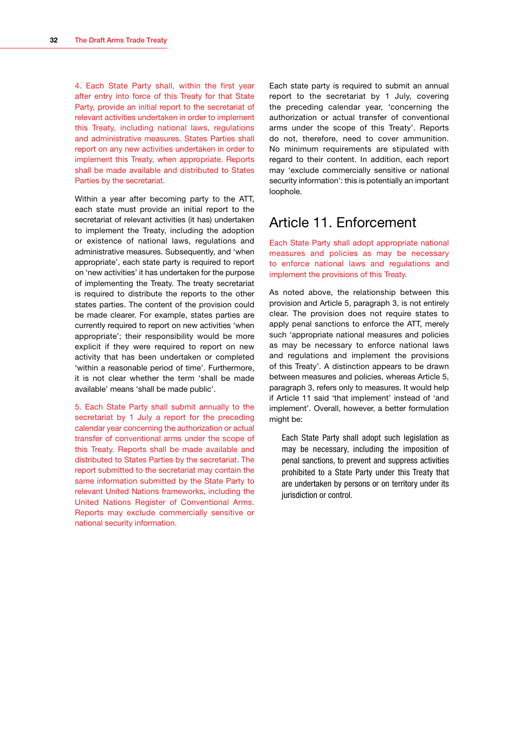4. Each State Party shall, within the first year after entry into force of this Treaty for that State Party, provide an initial report to the secretariat of relevant activities undertaken in order to implement this Treaty, including national laws, regulations and administrative measures. States Parties shall report on any new activities undertaken in order to implement this Treaty, when appropriate. Reports shall be made available and distributed to States Parties by the secretariat.

Within a year after becoming party to the ATT, each state must provide an initial report to the secretariat of relevant activities (it has) undertaken to implement the Treaty, including the adoption or existence of national laws, regulations and administrative measures. Subsequently, and 'when appropriate', each state party is required to report on 'new activities' it has undertaken for the purpose of implementing the Treaty. The treaty secretariat is required to distribute the reports to the other states parties. The content of the provision could be made clearer. For example, states parties are currently required to report on new activities 'when appropriate'; their responsibility would be more explicit if they were required to report on new activity that has been undertaken or completed 'within a reasonable period of time'. Furthermore, it is not clear whether the term 'shall be made available' means 'shall be made public'.

5. Each State Party shall submit annually to the secretariat by 1 July a report for the preceding calendar year concerning the authorization or actual transfer of conventional arms under the scope of this Treaty. Reports shall be made available and distributed to States Parties by the secretariat. The report submitted to the secretariat may contain the same information submitted by the State Party to relevant United Nations frameworks, including the United Nations Register of Conventional Arms. Reports may exclude commercially sensitive or national security information.

Each state party is required to submit an annual report to the secretariat by 1 July, covering the preceding calendar year, 'concerning the authorization or actual transfer of conventional arms under the scope of this Treaty'. Reports do not, therefore, need to cover ammunition. No minimum requirements are stipulated with regard to their content. In addition, each report may 'exclude commercially sensitive or national security information': this is potentially an important loophole.

## Article 11. Enforcement

Each State Party shall adopt appropriate national measures and policies as may be necessary to enforce national laws and regulations and implement the provisions of this Treaty.

As noted above, the relationship between this provision and Article 5, paragraph 3, is not entirely clear. The provision does not require states to apply penal sanctions to enforce the ATT, merely such 'appropriate national measures and policies as may be necessary to enforce national laws and regulations and implement the provisions of this Treaty'. A distinction appears to be drawn between measures and policies, whereas Article 5, paragraph 3, refers only to measures. It would help if Article 11 said 'that implement' instead of 'and implement'. Overall, however, a better formulation might be:

> Each State Party shall adopt such legislation as may be necessary, including the imposition of penal sanctions, to prevent and suppress activities prohibited to a State Party under this Treaty that are undertaken by persons or on territory under its jurisdiction or control.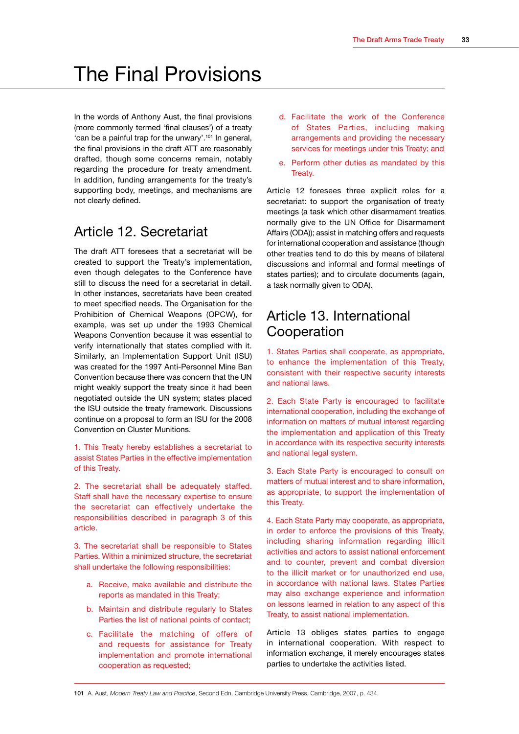# The Final Provisions

In the words of Anthony Aust, the final provisions (more commonly termed 'final clauses') of a treaty 'can be a painful trap for the unwary'.[101] In general, the final provisions in the draft ATT are reasonably drafted, though some concerns remain, notably regarding the procedure for treaty amendment. In addition, funding arrangements for the treaty's supporting body, meetings, and mechanisms are not clearly defined.

## Article 12. Secretariat

The draft ATT foresees that a secretariat will be created to support the Treaty's implementation, even though delegates to the Conference have still to discuss the need for a secretariat in detail. In other instances, secretariats have been created to meet specified needs. The Organisation for the Prohibition of Chemical Weapons (OPCW), for example, was set up under the 1993 Chemical Weapons Convention because it was essential to verify internationally that states complied with it. Similarly, an Implementation Support Unit (ISU) was created for the 1997 Anti-Personnel Mine Ban Convention because there was concern that the UN might weakly support the treaty since it had been negotiated outside the UN system; states placed the ISU outside the treaty framework. Discussions continue on a proposal to form an ISU for the 2008 Convention on Cluster Munitions.

1. This Treaty hereby establishes a secretariat to assist States Parties in the effective implementation of this Treaty.

2. The secretariat shall be adequately staffed. Staff shall have the necessary expertise to ensure the secretariat can effectively undertake the responsibilities described in paragraph 3 of this article.

3. The secretariat shall be responsible to States Parties. Within a minimized structure, the secretariat shall undertake the following responsibilities:

   a. Receive, make available and distribute the reports as mandated in this Treaty;

   b. Maintain and distribute regularly to States Parties the list of national points of contact;

   c. Facilitate the matching of offers of and requests for assistance for Treaty implementation and promote international cooperation as requested;

   d. Facilitate the work of the Conference of States Parties, including making arrangements and providing the necessary services for meetings under this Treaty; and

   e. Perform other duties as mandated by this Treaty.

Article 12 foresees three explicit roles for a secretariat: to support the organisation of treaty meetings (a task which other disarmament treaties normally give to the UN Office for Disarmament Affairs (ODA)); assist in matching offers and requests for international cooperation and assistance (though other treaties tend to do this by means of bilateral discussions and informal and formal meetings of states parties); and to circulate documents (again, a task normally given to ODA).

## Article 13. International Cooperation

1. States Parties shall cooperate, as appropriate, to enhance the implementation of this Treaty, consistent with their respective security interests and national laws.

2. Each State Party is encouraged to facilitate international cooperation, including the exchange of information on matters of mutual interest regarding the implementation and application of this Treaty in accordance with its respective security interests and national legal system.

3. Each State Party is encouraged to consult on matters of mutual interest and to share information, as appropriate, to support the implementation of this Treaty.

4. Each State Party may cooperate, as appropriate, in order to enforce the provisions of this Treaty, including sharing information regarding illicit activities and actors to assist national enforcement and to counter, prevent and combat diversion to the illicit market or for unauthorized end use, in accordance with national laws. States Parties may also exchange experience and information on lessons learned in relation to any aspect of this Treaty, to assist national implementation.

Article 13 obliges states parties to engage in international cooperation. With respect to information exchange, it merely encourages states parties to undertake the activities listed.

---

101 A. Aust, *Modern Treaty Law and Practice*, Second Edn, Cambridge University Press, Cambridge, 2007, p. 434.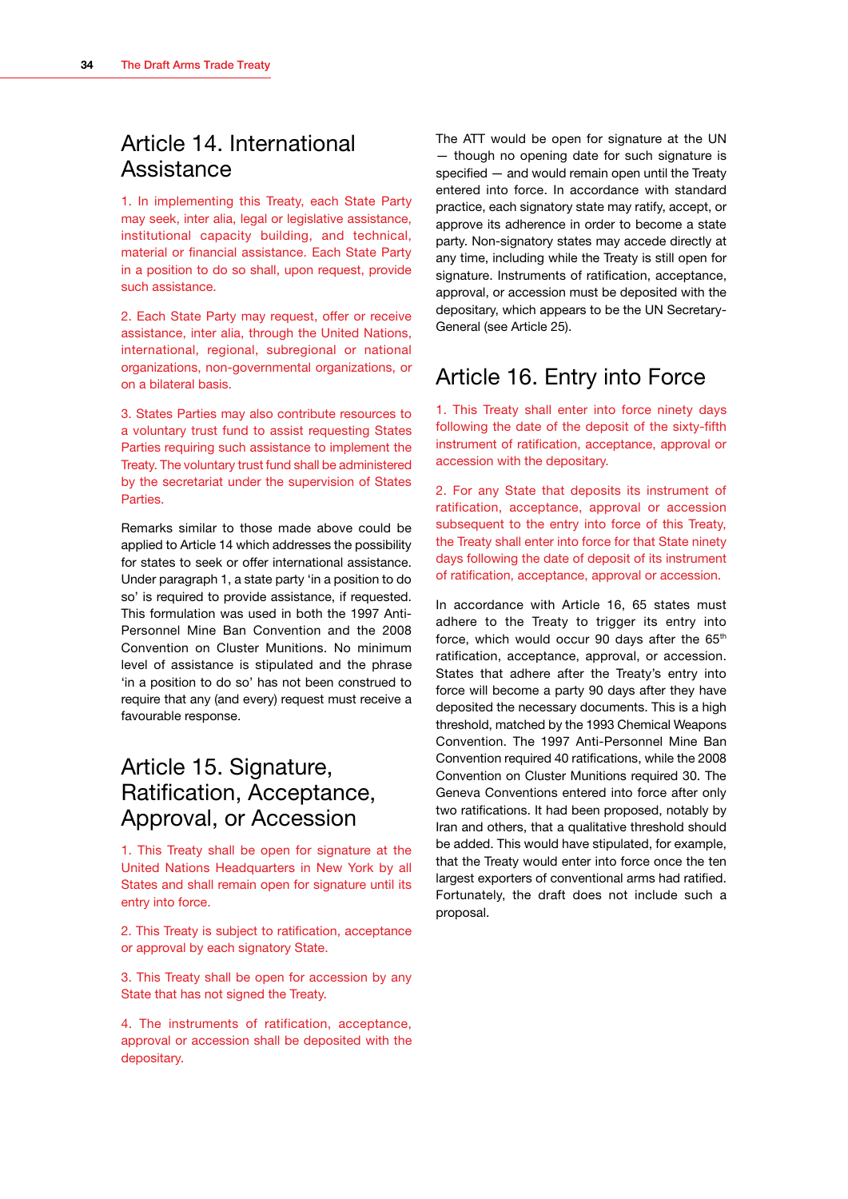## Article 14. International Assistance

1. In implementing this Treaty, each State Party may seek, inter alia, legal or legislative assistance, institutional capacity building, and technical, material or financial assistance. Each State Party in a position to do so shall, upon request, provide such assistance.

2. Each State Party may request, offer or receive assistance, inter alia, through the United Nations, international, regional, subregional or national organizations, non-governmental organizations, or on a bilateral basis.

3. States Parties may also contribute resources to a voluntary trust fund to assist requesting States Parties requiring such assistance to implement the Treaty. The voluntary trust fund shall be administered by the secretariat under the supervision of States Parties.

Remarks similar to those made above could be applied to Article 14 which addresses the possibility for states to seek or offer international assistance. Under paragraph 1, a state party 'in a position to do so' is required to provide assistance, if requested. This formulation was used in both the 1997 Anti-Personnel Mine Ban Convention and the 2008 Convention on Cluster Munitions. No minimum level of assistance is stipulated and the phrase 'in a position to do so' has not been construed to require that any (and every) request must receive a favourable response.

## Article 15. Signature, Ratification, Acceptance, Approval, or Accession

1. This Treaty shall be open for signature at the United Nations Headquarters in New York by all States and shall remain open for signature until its entry into force.

2. This Treaty is subject to ratification, acceptance or approval by each signatory State.

3. This Treaty shall be open for accession by any State that has not signed the Treaty.

4. The instruments of ratification, acceptance, approval or accession shall be deposited with the depositary.

The ATT would be open for signature at the UN — though no opening date for such signature is specified — and would remain open until the Treaty entered into force. In accordance with standard practice, each signatory state may ratify, accept, or approve its adherence in order to become a state party. Non-signatory states may accede directly at any time, including while the Treaty is still open for signature. Instruments of ratification, acceptance, approval, or accession must be deposited with the depositary, which appears to be the UN Secretary-General (see Article 25).

## Article 16. Entry into Force

1. This Treaty shall enter into force ninety days following the date of the deposit of the sixty-fifth instrument of ratification, acceptance, approval or accession with the depositary.

2. For any State that deposits its instrument of ratification, acceptance, approval or accession subsequent to the entry into force of this Treaty, the Treaty shall enter into force for that State ninety days following the date of deposit of its instrument of ratification, acceptance, approval or accession.

In accordance with Article 16, 65 states must adhere to the Treaty to trigger its entry into force, which would occur 90 days after the 65th ratification, acceptance, approval, or accession. States that adhere after the Treaty's entry into force will become a party 90 days after they have deposited the necessary documents. This is a high threshold, matched by the 1993 Chemical Weapons Convention. The 1997 Anti-Personnel Mine Ban Convention required 40 ratifications, while the 2008 Convention on Cluster Munitions required 30. The Geneva Conventions entered into force after only two ratifications. It had been proposed, notably by Iran and others, that a qualitative threshold should be added. This would have stipulated, for example, that the Treaty would enter into force once the ten largest exporters of conventional arms had ratified. Fortunately, the draft does not include such a proposal.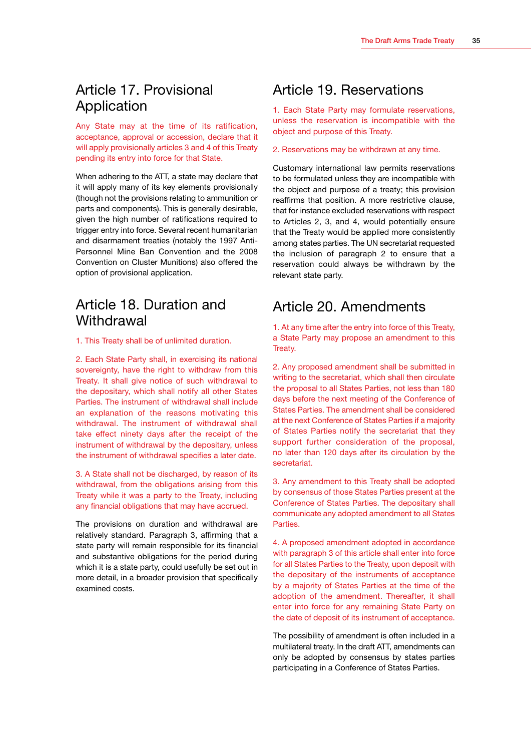## Article 17. Provisional Application

Any State may at the time of its ratification, acceptance, approval or accession, declare that it will apply provisionally articles 3 and 4 of this Treaty pending its entry into force for that State.

When adhering to the ATT, a state may declare that it will apply many of its key elements provisionally (though not the provisions relating to ammunition or parts and components). This is generally desirable, given the high number of ratifications required to trigger entry into force. Several recent humanitarian and disarmament treaties (notably the 1997 Anti-Personnel Mine Ban Convention and the 2008 Convention on Cluster Munitions) also offered the option of provisional application.

## Article 18. Duration and Withdrawal

1. This Treaty shall be of unlimited duration.

2. Each State Party shall, in exercising its national sovereignty, have the right to withdraw from this Treaty. It shall give notice of such withdrawal to the depositary, which shall notify all other States Parties. The instrument of withdrawal shall include an explanation of the reasons motivating this withdrawal. The instrument of withdrawal shall take effect ninety days after the receipt of the instrument of withdrawal by the depositary, unless the instrument of withdrawal specifies a later date.

3. A State shall not be discharged, by reason of its withdrawal, from the obligations arising from this Treaty while it was a party to the Treaty, including any financial obligations that may have accrued.

The provisions on duration and withdrawal are relatively standard. Paragraph 3, affirming that a state party will remain responsible for its financial and substantive obligations for the period during which it is a state party, could usefully be set out in more detail, in a broader provision that specifically examined costs.

## Article 19. Reservations

1. Each State Party may formulate reservations, unless the reservation is incompatible with the object and purpose of this Treaty.

2. Reservations may be withdrawn at any time.

Customary international law permits reservations to be formulated unless they are incompatible with the object and purpose of a treaty; this provision reaffirms that position. A more restrictive clause, that for instance excluded reservations with respect to Articles 2, 3, and 4, would potentially ensure that the Treaty would be applied more consistently among states parties. The UN secretariat requested the inclusion of paragraph 2 to ensure that a reservation could always be withdrawn by the relevant state party.

## Article 20. Amendments

1. At any time after the entry into force of this Treaty, a State Party may propose an amendment to this Treaty.

2. Any proposed amendment shall be submitted in writing to the secretariat, which shall then circulate the proposal to all States Parties, not less than 180 days before the next meeting of the Conference of States Parties. The amendment shall be considered at the next Conference of States Parties if a majority of States Parties notify the secretariat that they support further consideration of the proposal, no later than 120 days after its circulation by the secretariat.

3. Any amendment to this Treaty shall be adopted by consensus of those States Parties present at the Conference of States Parties. The depositary shall communicate any adopted amendment to all States Parties.

4. A proposed amendment adopted in accordance with paragraph 3 of this article shall enter into force for all States Parties to the Treaty, upon deposit with the depositary of the instruments of acceptance by a majority of States Parties at the time of the adoption of the amendment. Thereafter, it shall enter into force for any remaining State Party on the date of deposit of its instrument of acceptance.

The possibility of amendment is often included in a multilateral treaty. In the draft ATT, amendments can only be adopted by consensus by states parties participating in a Conference of States Parties.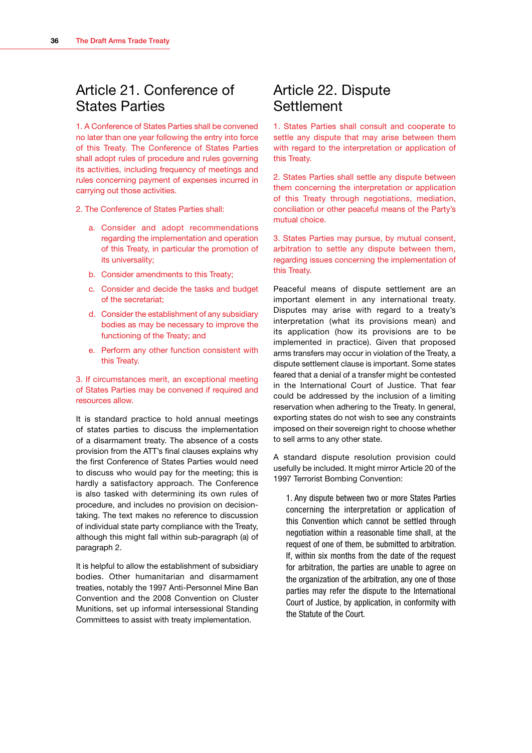## Article 21. Conference of States Parties

1. A Conference of States Parties shall be convened no later than one year following the entry into force of this Treaty. The Conference of States Parties shall adopt rules of procedure and rules governing its activities, including frequency of meetings and rules concerning payment of expenses incurred in carrying out those activities.

2. The Conference of States Parties shall:

   a. Consider and adopt recommendations regarding the implementation and operation of this Treaty, in particular the promotion of its universality;

   b. Consider amendments to this Treaty;

   c. Consider and decide the tasks and budget of the secretariat;

   d. Consider the establishment of any subsidiary bodies as may be necessary to improve the functioning of the Treaty; and

   e. Perform any other function consistent with this Treaty.

3. If circumstances merit, an exceptional meeting of States Parties may be convened if required and resources allow.

It is standard practice to hold annual meetings of states parties to discuss the implementation of a disarmament treaty. The absence of a costs provision from the ATT's final clauses explains why the first Conference of States Parties would need to discuss who would pay for the meeting; this is hardly a satisfactory approach. The Conference is also tasked with determining its own rules of procedure, and includes no provision on decision-taking. The text makes no reference to discussion of individual state party compliance with the Treaty, although this might fall within sub-paragraph (a) of paragraph 2.

It is helpful to allow the establishment of subsidiary bodies. Other humanitarian and disarmament treaties, notably the 1997 Anti-Personnel Mine Ban Convention and the 2008 Convention on Cluster Munitions, set up informal intersessional Standing Committees to assist with treaty implementation.

## Article 22. Dispute Settlement

1. States Parties shall consult and cooperate to settle any dispute that may arise between them with regard to the interpretation or application of this Treaty.

2. States Parties shall settle any dispute between them concerning the interpretation or application of this Treaty through negotiations, mediation, conciliation or other peaceful means of the Party's mutual choice.

3. States Parties may pursue, by mutual consent, arbitration to settle any dispute between them, regarding issues concerning the implementation of this Treaty.

Peaceful means of dispute settlement are an important element in any international treaty. Disputes may arise with regard to a treaty's interpretation (what its provisions mean) and its application (how its provisions are to be implemented in practice). Given that proposed arms transfers may occur in violation of the Treaty, a dispute settlement clause is important. Some states feared that a denial of a transfer might be contested in the International Court of Justice. That fear could be addressed by the inclusion of a limiting reservation when adhering to the Treaty. In general, exporting states do not wish to see any constraints imposed on their sovereign right to choose whether to sell arms to any other state.

A standard dispute resolution provision could usefully be included. It might mirror Article 20 of the 1997 Terrorist Bombing Convention:

> 1. Any dispute between two or more States Parties concerning the interpretation or application of this Convention which cannot be settled through negotiation within a reasonable time shall, at the request of one of them, be submitted to arbitration. If, within six months from the date of the request for arbitration, the parties are unable to agree on the organization of the arbitration, any one of those parties may refer the dispute to the International Court of Justice, by application, in conformity with the Statute of the Court.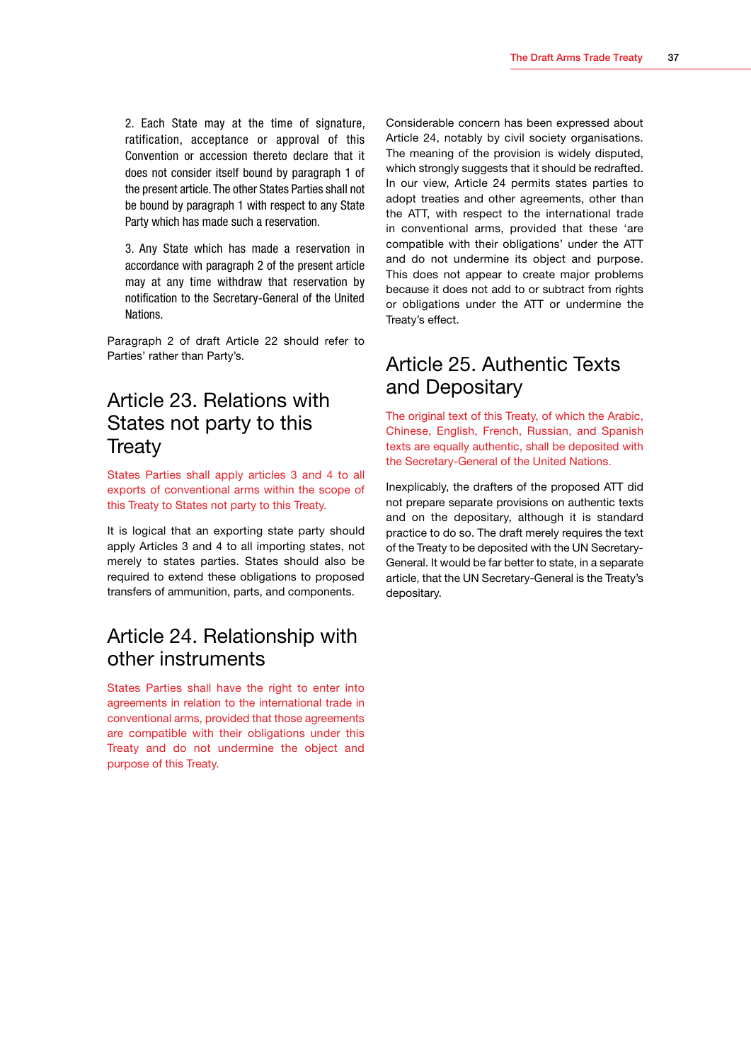2. Each State may at the time of signature, ratification, acceptance or approval of this Convention or accession thereto declare that it does not consider itself bound by paragraph 1 of the present article. The other States Parties shall not be bound by paragraph 1 with respect to any State Party which has made such a reservation.

3. Any State which has made a reservation in accordance with paragraph 2 of the present article may at any time withdraw that reservation by notification to the Secretary-General of the United Nations.

Paragraph 2 of draft Article 22 should refer to Parties' rather than Party's.

## Article 23. Relations with States not party to this Treaty

States Parties shall apply articles 3 and 4 to all exports of conventional arms within the scope of this Treaty to States not party to this Treaty.

It is logical that an exporting state party should apply Articles 3 and 4 to all importing states, not merely to states parties. States should also be required to extend these obligations to proposed transfers of ammunition, parts, and components.

## Article 24. Relationship with other instruments

States Parties shall have the right to enter into agreements in relation to the international trade in conventional arms, provided that those agreements are compatible with their obligations under this Treaty and do not undermine the object and purpose of this Treaty.

Considerable concern has been expressed about Article 24, notably by civil society organisations. The meaning of the provision is widely disputed, which strongly suggests that it should be redrafted. In our view, Article 24 permits states parties to adopt treaties and other agreements, other than the ATT, with respect to the international trade in conventional arms, provided that these 'are compatible with their obligations' under the ATT and do not undermine its object and purpose. This does not appear to create major problems because it does not add to or subtract from rights or obligations under the ATT or undermine the Treaty's effect.

## Article 25. Authentic Texts and Depositary

The original text of this Treaty, of which the Arabic, Chinese, English, French, Russian, and Spanish texts are equally authentic, shall be deposited with the Secretary-General of the United Nations.

Inexplicably, the drafters of the proposed ATT did not prepare separate provisions on authentic texts and on the depositary, although it is standard practice to do so. The draft merely requires the text of the Treaty to be deposited with the UN Secretary-General. It would be far better to state, in a separate article, that the UN Secretary-General is the Treaty's depositary.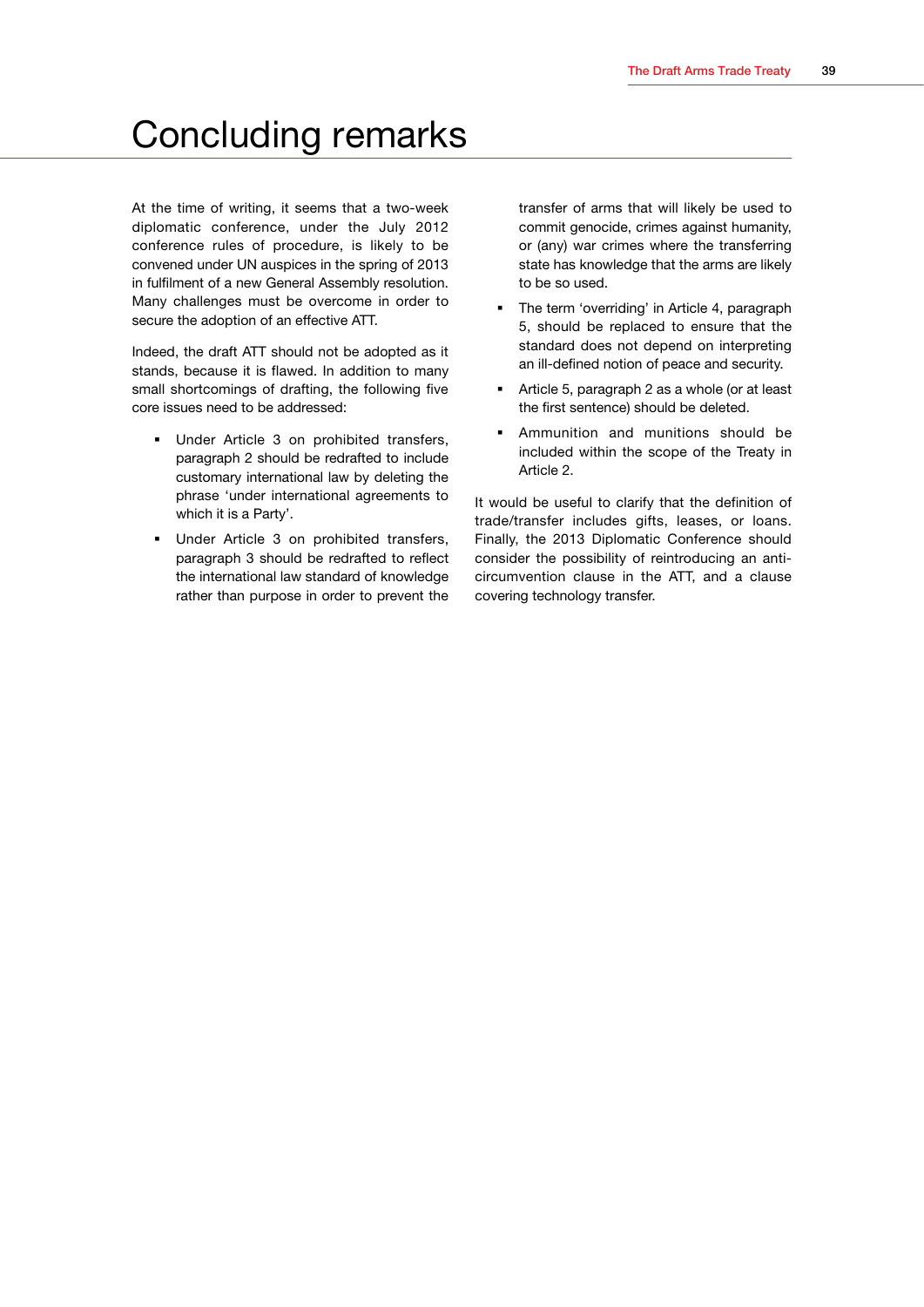# Concluding remarks

At the time of writing, it seems that a two-week diplomatic conference, under the July 2012 conference rules of procedure, is likely to be convened under UN auspices in the spring of 2013 in fulfilment of a new General Assembly resolution. Many challenges must be overcome in order to secure the adoption of an effective ATT.

Indeed, the draft ATT should not be adopted as it stands, because it is flawed. In addition to many small shortcomings of drafting, the following five core issues need to be addressed:

- Under Article 3 on prohibited transfers, paragraph 2 should be redrafted to include customary international law by deleting the phrase 'under international agreements to which it is a Party'.
- Under Article 3 on prohibited transfers, paragraph 3 should be redrafted to reflect the international law standard of knowledge rather than purpose in order to prevent the transfer of arms that will likely be used to commit genocide, crimes against humanity, or (any) war crimes where the transferring state has knowledge that the arms are likely to be so used.
- The term 'overriding' in Article 4, paragraph 5, should be replaced to ensure that the standard does not depend on interpreting an ill-defined notion of peace and security.
- Article 5, paragraph 2 as a whole (or at least the first sentence) should be deleted.
- Ammunition and munitions should be included within the scope of the Treaty in Article 2.

It would be useful to clarify that the definition of trade/transfer includes gifts, leases, or loans. Finally, the 2013 Diplomatic Conference should consider the possibility of reintroducing an anti-circumvention clause in the ATT, and a clause covering technology transfer.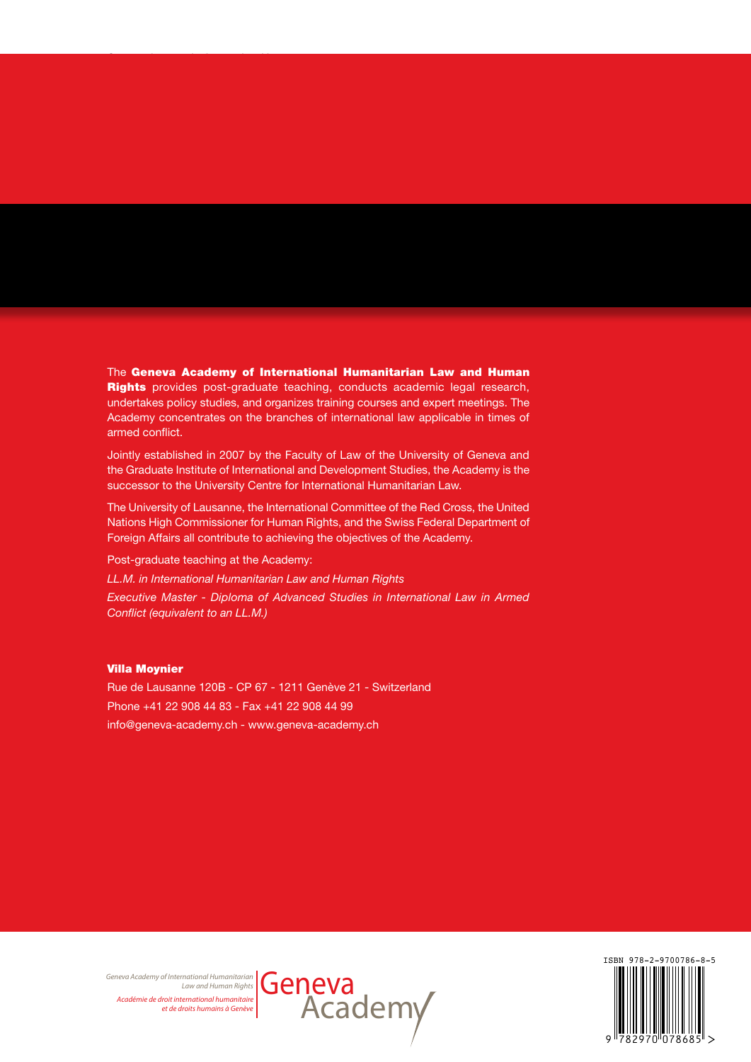The **Geneva Academy of International Humanitarian Law and Human Rights** provides post-graduate teaching, conducts academic legal research, undertakes policy studies, and organizes training courses and expert meetings. The Academy concentrates on the branches of international law applicable in times of armed conflict.

Jointly established in 2007 by the Faculty of Law of the University of Geneva and the Graduate Institute of International and Development Studies, the Academy is the successor to the University Centre for International Humanitarian Law.

The University of Lausanne, the International Committee of the Red Cross, the United Nations High Commissioner for Human Rights, and the Swiss Federal Department of Foreign Affairs all contribute to achieving the objectives of the Academy.

Post-graduate teaching at the Academy:

*LL.M. in International Humanitarian Law and Human Rights*

*Executive Master - Diploma of Advanced Studies in International Law in Armed Conflict (equivalent to an LL.M.)*

**Villa Moynier**

Rue de Lausanne 120B - CP 67 - 1211 Genève 21 - Switzerland

Phone +41 22 908 44 83 - Fax +41 22 908 44 99

info@geneva-academy.ch - www.geneva-academy.ch

*Geneva Academy of International Humanitarian Law and Human Rights*

*Académie de droit international humanitaire et de droits humains à Genève*

Geneva Academy

ISBN 978-2-9700786-8-5

9 782970 078685